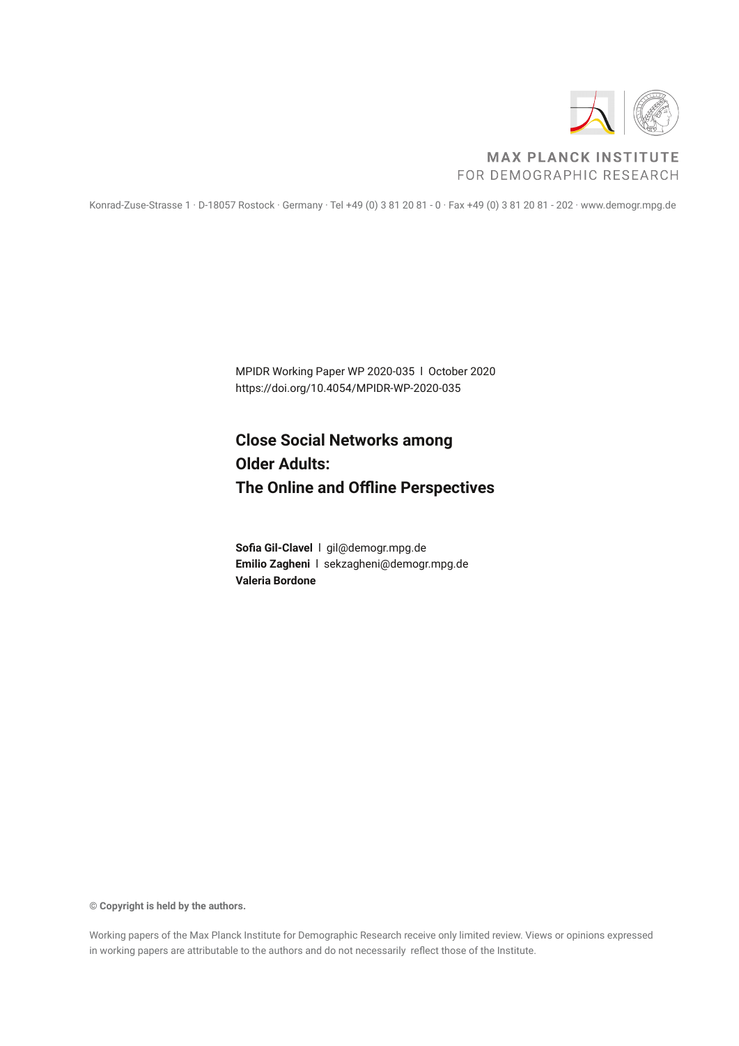MAX PLANCK INSTITUTE
FOR DEMOGRAPHIC RESEARCH

Konrad-Zuse-Strasse 1 · D-18057 Rostock · Germany · Tel +49 (0) 3 81 20 81 - 0 · Fax +49 (0) 3 81 20 81 - 202 · www.demogr.mpg.de

MPIDR Working Paper WP 2020-035 l October 2020
https://doi.org/10.4054/MPIDR-WP-2020-035

# Close Social Networks among Older Adults: The Online and Offline Perspectives

**Sofia Gil-Clavel** l gil@demogr.mpg.de
**Emilio Zagheni** l sekzagheni@demogr.mpg.de
**Valeria Bordone**

**© Copyright is held by the authors.**

Working papers of the Max Planck Institute for Demographic Research receive only limited review. Views or opinions expressed in working papers are attributable to the authors and do not necessarily reflect those of the Institute.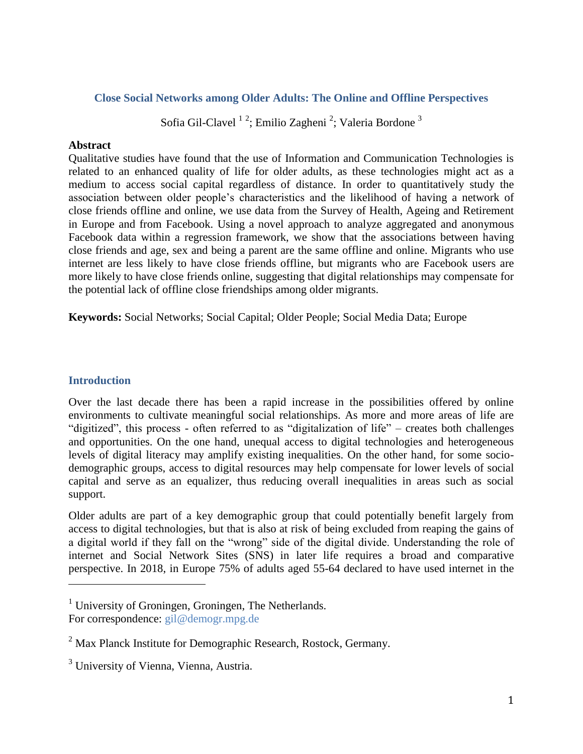## Close Social Networks among Older Adults: The Online and Offline Perspectives

Sofia Gil-Clavel [1 2]; Emilio Zagheni [2]; Valeria Bordone [3]

### Abstract

Qualitative studies have found that the use of Information and Communication Technologies is related to an enhanced quality of life for older adults, as these technologies might act as a medium to access social capital regardless of distance. In order to quantitatively study the association between older people's characteristics and the likelihood of having a network of close friends offline and online, we use data from the Survey of Health, Ageing and Retirement in Europe and from Facebook. Using a novel approach to analyze aggregated and anonymous Facebook data within a regression framework, we show that the associations between having close friends and age, sex and being a parent are the same offline and online. Migrants who use internet are less likely to have close friends offline, but migrants who are Facebook users are more likely to have close friends online, suggesting that digital relationships may compensate for the potential lack of offline close friendships among older migrants.

**Keywords:** Social Networks; Social Capital; Older People; Social Media Data; Europe

## Introduction

Over the last decade there has been a rapid increase in the possibilities offered by online environments to cultivate meaningful social relationships. As more and more areas of life are "digitized", this process - often referred to as "digitalization of life" – creates both challenges and opportunities. On the one hand, unequal access to digital technologies and heterogeneous levels of digital literacy may amplify existing inequalities. On the other hand, for some socio-demographic groups, access to digital resources may help compensate for lower levels of social capital and serve as an equalizer, thus reducing overall inequalities in areas such as social support.

Older adults are part of a key demographic group that could potentially benefit largely from access to digital technologies, but that is also at risk of being excluded from reaping the gains of a digital world if they fall on the "wrong" side of the digital divide. Understanding the role of internet and Social Network Sites (SNS) in later life requires a broad and comparative perspective. In 2018, in Europe 75% of adults aged 55-64 declared to have used internet in the

---

[1] University of Groningen, Groningen, The Netherlands.
For correspondence: gil@demogr.mpg.de

[2] Max Planck Institute for Demographic Research, Rostock, Germany.

[3] University of Vienna, Vienna, Austria.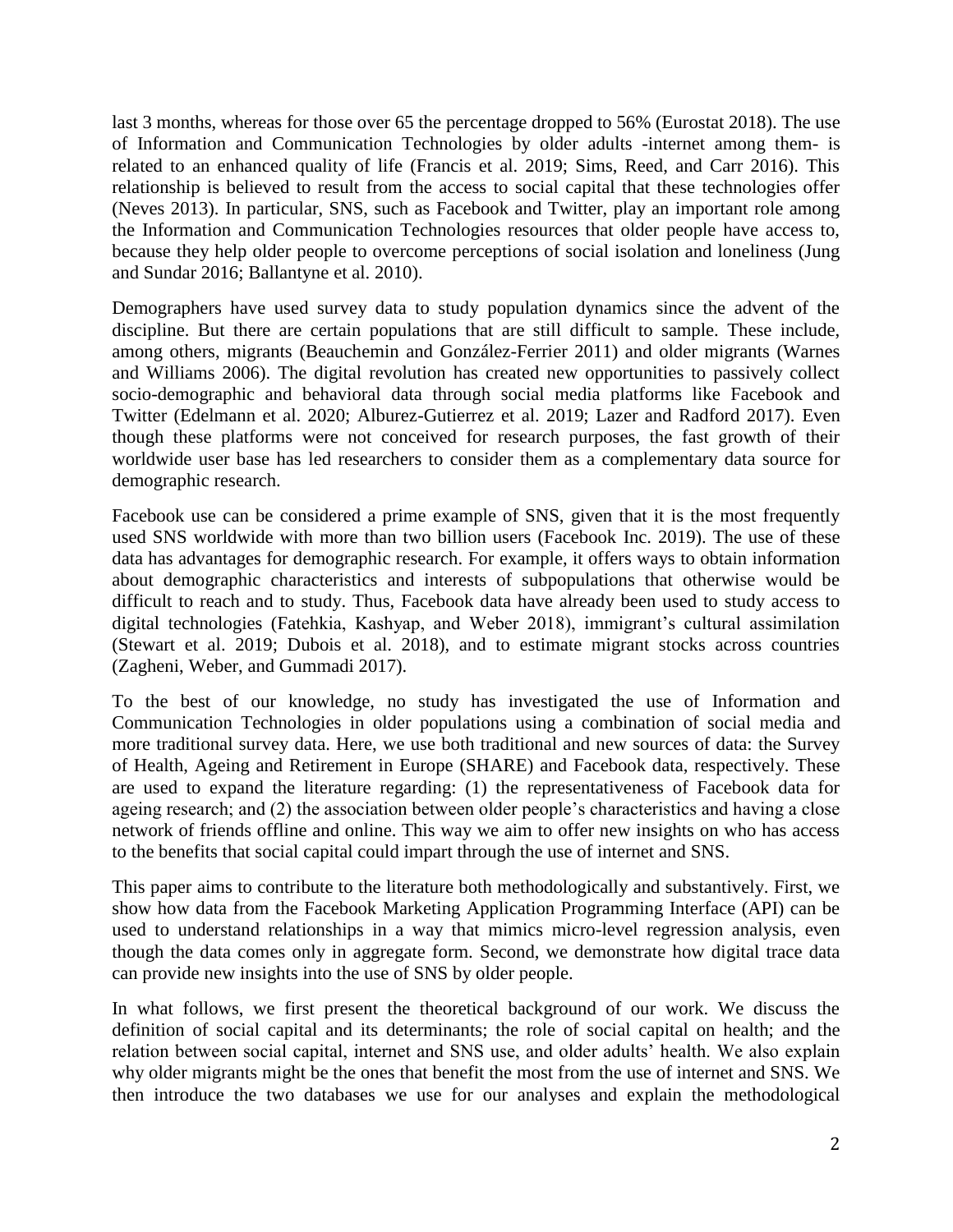last 3 months, whereas for those over 65 the percentage dropped to 56% (Eurostat 2018). The use of Information and Communication Technologies by older adults -internet among them- is related to an enhanced quality of life (Francis et al. 2019; Sims, Reed, and Carr 2016). This relationship is believed to result from the access to social capital that these technologies offer (Neves 2013). In particular, SNS, such as Facebook and Twitter, play an important role among the Information and Communication Technologies resources that older people have access to, because they help older people to overcome perceptions of social isolation and loneliness (Jung and Sundar 2016; Ballantyne et al. 2010).

Demographers have used survey data to study population dynamics since the advent of the discipline. But there are certain populations that are still difficult to sample. These include, among others, migrants (Beauchemin and González-Ferrier 2011) and older migrants (Warnes and Williams 2006). The digital revolution has created new opportunities to passively collect socio-demographic and behavioral data through social media platforms like Facebook and Twitter (Edelmann et al. 2020; Alburez-Gutierrez et al. 2019; Lazer and Radford 2017). Even though these platforms were not conceived for research purposes, the fast growth of their worldwide user base has led researchers to consider them as a complementary data source for demographic research.

Facebook use can be considered a prime example of SNS, given that it is the most frequently used SNS worldwide with more than two billion users (Facebook Inc. 2019). The use of these data has advantages for demographic research. For example, it offers ways to obtain information about demographic characteristics and interests of subpopulations that otherwise would be difficult to reach and to study. Thus, Facebook data have already been used to study access to digital technologies (Fatehkia, Kashyap, and Weber 2018), immigrant's cultural assimilation (Stewart et al. 2019; Dubois et al. 2018), and to estimate migrant stocks across countries (Zagheni, Weber, and Gummadi 2017).

To the best of our knowledge, no study has investigated the use of Information and Communication Technologies in older populations using a combination of social media and more traditional survey data. Here, we use both traditional and new sources of data: the Survey of Health, Ageing and Retirement in Europe (SHARE) and Facebook data, respectively. These are used to expand the literature regarding: (1) the representativeness of Facebook data for ageing research; and (2) the association between older people's characteristics and having a close network of friends offline and online. This way we aim to offer new insights on who has access to the benefits that social capital could impart through the use of internet and SNS.

This paper aims to contribute to the literature both methodologically and substantively. First, we show how data from the Facebook Marketing Application Programming Interface (API) can be used to understand relationships in a way that mimics micro-level regression analysis, even though the data comes only in aggregate form. Second, we demonstrate how digital trace data can provide new insights into the use of SNS by older people.

In what follows, we first present the theoretical background of our work. We discuss the definition of social capital and its determinants; the role of social capital on health; and the relation between social capital, internet and SNS use, and older adults' health. We also explain why older migrants might be the ones that benefit the most from the use of internet and SNS. We then introduce the two databases we use for our analyses and explain the methodological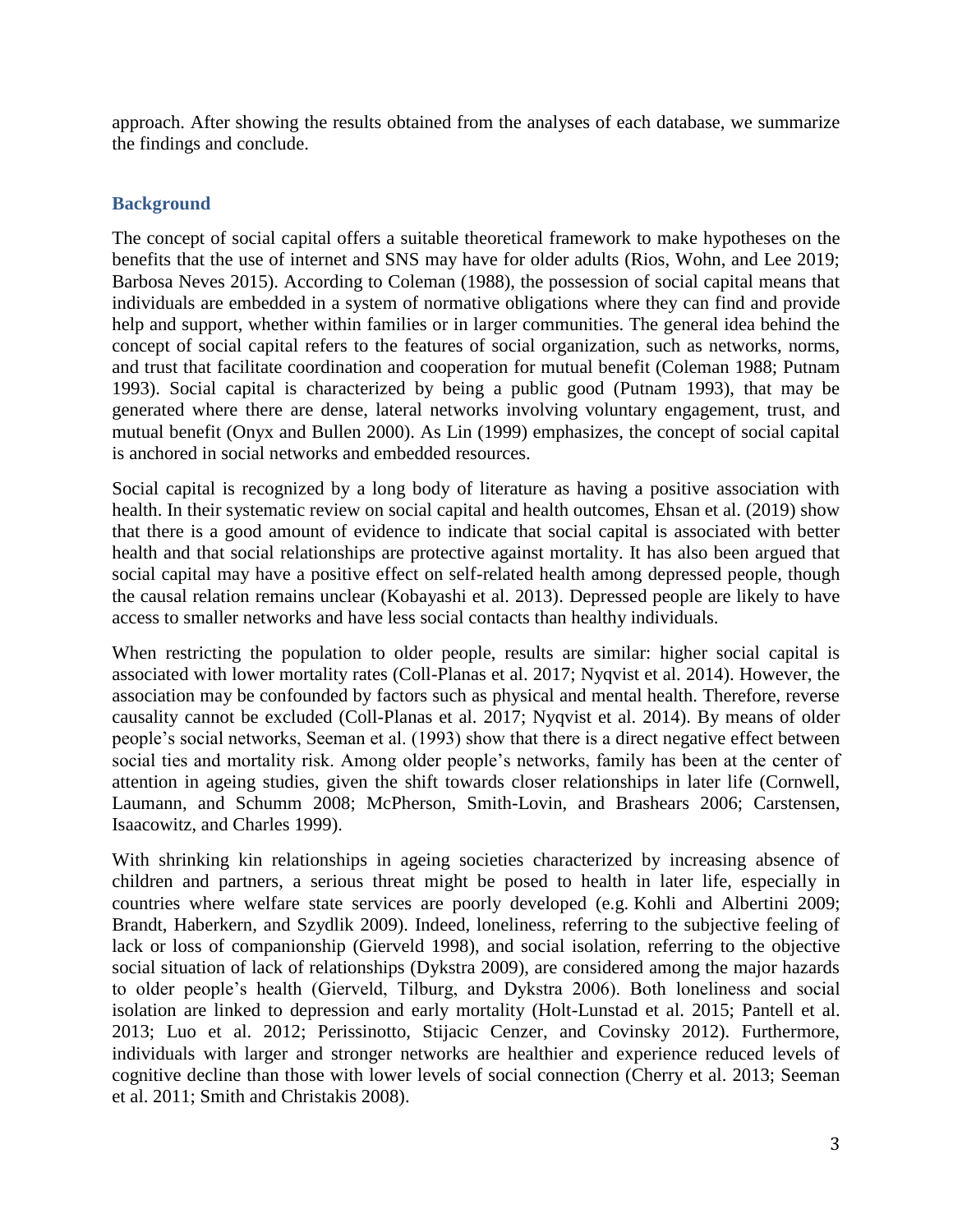approach. After showing the results obtained from the analyses of each database, we summarize the findings and conclude.

## Background

The concept of social capital offers a suitable theoretical framework to make hypotheses on the benefits that the use of internet and SNS may have for older adults (Rios, Wohn, and Lee 2019; Barbosa Neves 2015). According to Coleman (1988), the possession of social capital means that individuals are embedded in a system of normative obligations where they can find and provide help and support, whether within families or in larger communities. The general idea behind the concept of social capital refers to the features of social organization, such as networks, norms, and trust that facilitate coordination and cooperation for mutual benefit (Coleman 1988; Putnam 1993). Social capital is characterized by being a public good (Putnam 1993), that may be generated where there are dense, lateral networks involving voluntary engagement, trust, and mutual benefit (Onyx and Bullen 2000). As Lin (1999) emphasizes, the concept of social capital is anchored in social networks and embedded resources.

Social capital is recognized by a long body of literature as having a positive association with health. In their systematic review on social capital and health outcomes, Ehsan et al. (2019) show that there is a good amount of evidence to indicate that social capital is associated with better health and that social relationships are protective against mortality. It has also been argued that social capital may have a positive effect on self-related health among depressed people, though the causal relation remains unclear (Kobayashi et al. 2013). Depressed people are likely to have access to smaller networks and have less social contacts than healthy individuals.

When restricting the population to older people, results are similar: higher social capital is associated with lower mortality rates (Coll-Planas et al. 2017; Nyqvist et al. 2014). However, the association may be confounded by factors such as physical and mental health. Therefore, reverse causality cannot be excluded (Coll-Planas et al. 2017; Nyqvist et al. 2014). By means of older people's social networks, Seeman et al. (1993) show that there is a direct negative effect between social ties and mortality risk. Among older people's networks, family has been at the center of attention in ageing studies, given the shift towards closer relationships in later life (Cornwell, Laumann, and Schumm 2008; McPherson, Smith-Lovin, and Brashears 2006; Carstensen, Isaacowitz, and Charles 1999).

With shrinking kin relationships in ageing societies characterized by increasing absence of children and partners, a serious threat might be posed to health in later life, especially in countries where welfare state services are poorly developed (e.g. Kohli and Albertini 2009; Brandt, Haberkern, and Szydlik 2009). Indeed, loneliness, referring to the subjective feeling of lack or loss of companionship (Gierveld 1998), and social isolation, referring to the objective social situation of lack of relationships (Dykstra 2009), are considered among the major hazards to older people's health (Gierveld, Tilburg, and Dykstra 2006). Both loneliness and social isolation are linked to depression and early mortality (Holt-Lunstad et al. 2015; Pantell et al. 2013; Luo et al. 2012; Perissinotto, Stijacic Cenzer, and Covinsky 2012). Furthermore, individuals with larger and stronger networks are healthier and experience reduced levels of cognitive decline than those with lower levels of social connection (Cherry et al. 2013; Seeman et al. 2011; Smith and Christakis 2008).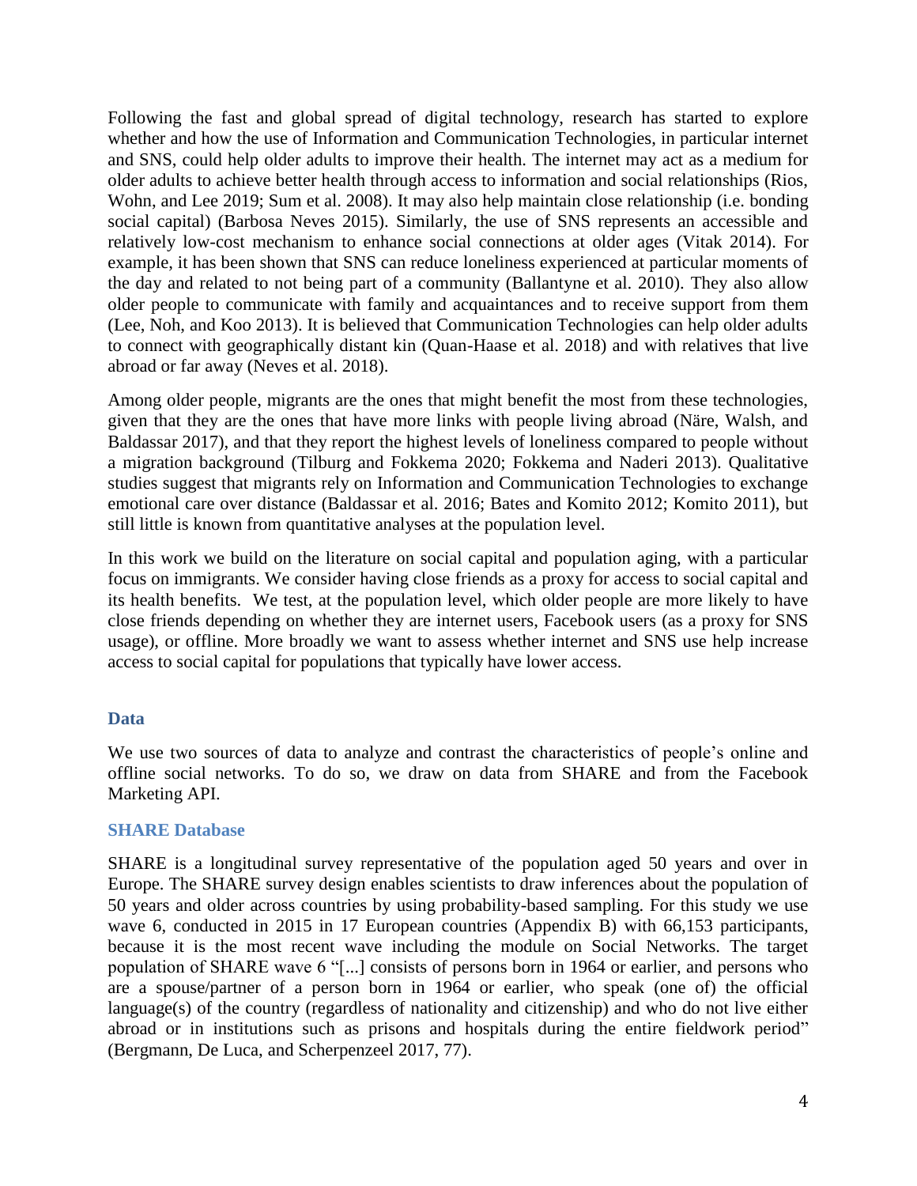Following the fast and global spread of digital technology, research has started to explore whether and how the use of Information and Communication Technologies, in particular internet and SNS, could help older adults to improve their health. The internet may act as a medium for older adults to achieve better health through access to information and social relationships (Rios, Wohn, and Lee 2019; Sum et al. 2008). It may also help maintain close relationship (i.e. bonding social capital) (Barbosa Neves 2015). Similarly, the use of SNS represents an accessible and relatively low-cost mechanism to enhance social connections at older ages (Vitak 2014). For example, it has been shown that SNS can reduce loneliness experienced at particular moments of the day and related to not being part of a community (Ballantyne et al. 2010). They also allow older people to communicate with family and acquaintances and to receive support from them (Lee, Noh, and Koo 2013). It is believed that Communication Technologies can help older adults to connect with geographically distant kin (Quan-Haase et al. 2018) and with relatives that live abroad or far away (Neves et al. 2018).

Among older people, migrants are the ones that might benefit the most from these technologies, given that they are the ones that have more links with people living abroad (Näre, Walsh, and Baldassar 2017), and that they report the highest levels of loneliness compared to people without a migration background (Tilburg and Fokkema 2020; Fokkema and Naderi 2013). Qualitative studies suggest that migrants rely on Information and Communication Technologies to exchange emotional care over distance (Baldassar et al. 2016; Bates and Komito 2012; Komito 2011), but still little is known from quantitative analyses at the population level.

In this work we build on the literature on social capital and population aging, with a particular focus on immigrants. We consider having close friends as a proxy for access to social capital and its health benefits. We test, at the population level, which older people are more likely to have close friends depending on whether they are internet users, Facebook users (as a proxy for SNS usage), or offline. More broadly we want to assess whether internet and SNS use help increase access to social capital for populations that typically have lower access.

## Data

We use two sources of data to analyze and contrast the characteristics of people's online and offline social networks. To do so, we draw on data from SHARE and from the Facebook Marketing API.

### SHARE Database

SHARE is a longitudinal survey representative of the population aged 50 years and over in Europe. The SHARE survey design enables scientists to draw inferences about the population of 50 years and older across countries by using probability-based sampling. For this study we use wave 6, conducted in 2015 in 17 European countries (Appendix B) with 66,153 participants, because it is the most recent wave including the module on Social Networks. The target population of SHARE wave 6 "[...] consists of persons born in 1964 or earlier, and persons who are a spouse/partner of a person born in 1964 or earlier, who speak (one of) the official language(s) of the country (regardless of nationality and citizenship) and who do not live either abroad or in institutions such as prisons and hospitals during the entire fieldwork period" (Bergmann, De Luca, and Scherpenzeel 2017, 77).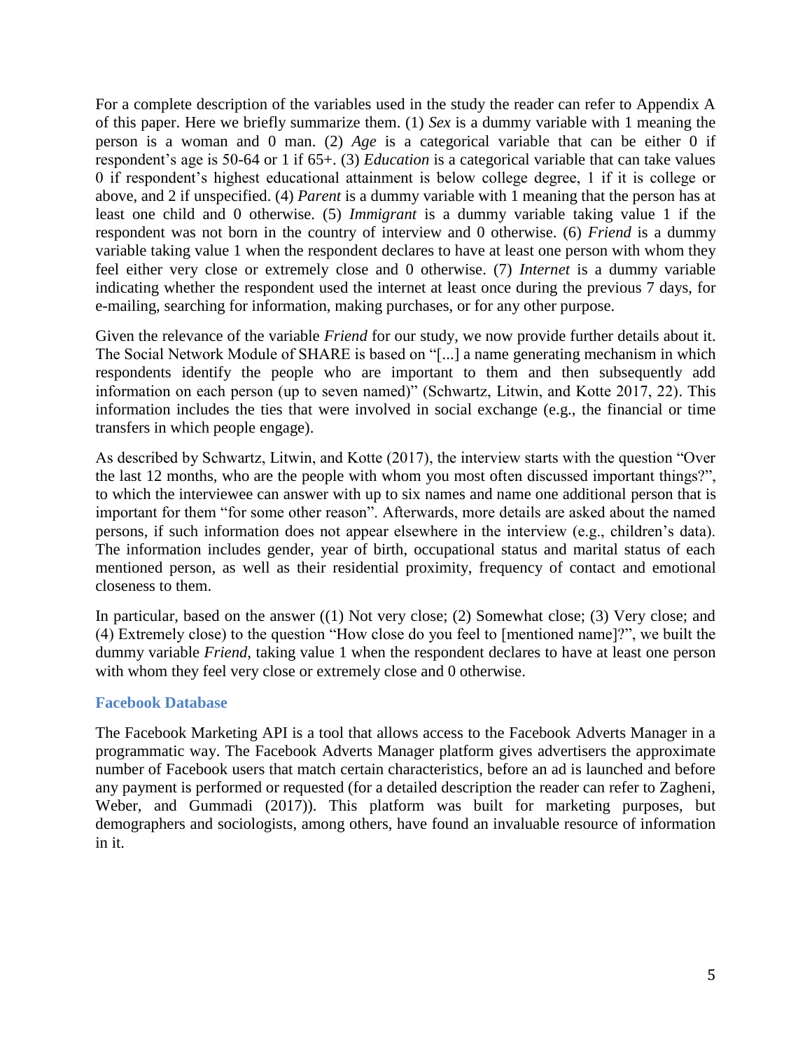For a complete description of the variables used in the study the reader can refer to Appendix A of this paper. Here we briefly summarize them. (1) *Sex* is a dummy variable with 1 meaning the person is a woman and 0 man. (2) *Age* is a categorical variable that can be either 0 if respondent's age is 50-64 or 1 if 65+. (3) *Education* is a categorical variable that can take values 0 if respondent's highest educational attainment is below college degree, 1 if it is college or above, and 2 if unspecified. (4) *Parent* is a dummy variable with 1 meaning that the person has at least one child and 0 otherwise. (5) *Immigrant* is a dummy variable taking value 1 if the respondent was not born in the country of interview and 0 otherwise. (6) *Friend* is a dummy variable taking value 1 when the respondent declares to have at least one person with whom they feel either very close or extremely close and 0 otherwise. (7) *Internet* is a dummy variable indicating whether the respondent used the internet at least once during the previous 7 days, for e-mailing, searching for information, making purchases, or for any other purpose.

Given the relevance of the variable *Friend* for our study, we now provide further details about it. The Social Network Module of SHARE is based on "[...] a name generating mechanism in which respondents identify the people who are important to them and then subsequently add information on each person (up to seven named)" (Schwartz, Litwin, and Kotte 2017, 22). This information includes the ties that were involved in social exchange (e.g., the financial or time transfers in which people engage).

As described by Schwartz, Litwin, and Kotte (2017), the interview starts with the question "Over the last 12 months, who are the people with whom you most often discussed important things?", to which the interviewee can answer with up to six names and name one additional person that is important for them "for some other reason". Afterwards, more details are asked about the named persons, if such information does not appear elsewhere in the interview (e.g., children's data). The information includes gender, year of birth, occupational status and marital status of each mentioned person, as well as their residential proximity, frequency of contact and emotional closeness to them.

In particular, based on the answer ((1) Not very close; (2) Somewhat close; (3) Very close; and (4) Extremely close) to the question "How close do you feel to [mentioned name]?", we built the dummy variable *Friend*, taking value 1 when the respondent declares to have at least one person with whom they feel very close or extremely close and 0 otherwise.

### Facebook Database

The Facebook Marketing API is a tool that allows access to the Facebook Adverts Manager in a programmatic way. The Facebook Adverts Manager platform gives advertisers the approximate number of Facebook users that match certain characteristics, before an ad is launched and before any payment is performed or requested (for a detailed description the reader can refer to Zagheni, Weber, and Gummadi (2017)). This platform was built for marketing purposes, but demographers and sociologists, among others, have found an invaluable resource of information in it.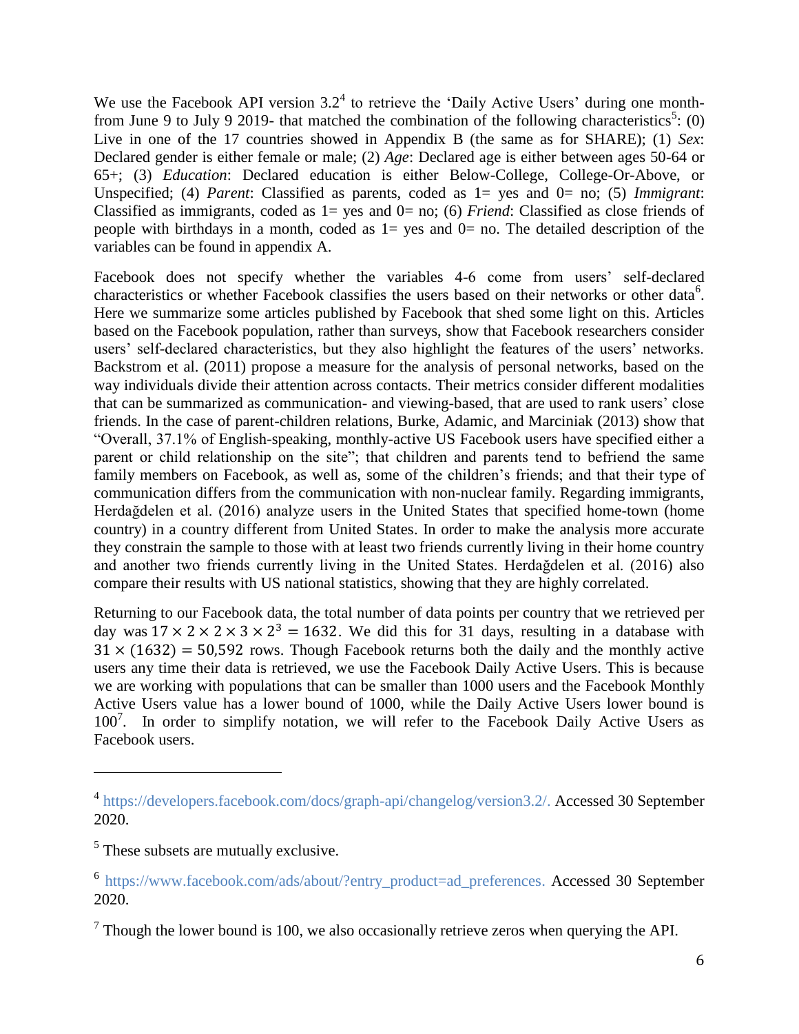We use the Facebook API version 3.2[4] to retrieve the 'Daily Active Users' during one month- from June 9 to July 9 2019- that matched the combination of the following characteristics[5]: (0) Live in one of the 17 countries showed in Appendix B (the same as for SHARE); (1) *Sex*: Declared gender is either female or male; (2) *Age*: Declared age is either between ages 50-64 or 65+; (3) *Education*: Declared education is either Below-College, College-Or-Above, or Unspecified; (4) *Parent*: Classified as parents, coded as 1= yes and 0= no; (5) *Immigrant*: Classified as immigrants, coded as 1= yes and 0= no; (6) *Friend*: Classified as close friends of people with birthdays in a month, coded as 1= yes and 0= no. The detailed description of the variables can be found in appendix A.

Facebook does not specify whether the variables 4-6 come from users' self-declared characteristics or whether Facebook classifies the users based on their networks or other data[6]. Here we summarize some articles published by Facebook that shed some light on this. Articles based on the Facebook population, rather than surveys, show that Facebook researchers consider users' self-declared characteristics, but they also highlight the features of the users' networks. Backstrom et al. (2011) propose a measure for the analysis of personal networks, based on the way individuals divide their attention across contacts. Their metrics consider different modalities that can be summarized as communication- and viewing-based, that are used to rank users' close friends. In the case of parent-children relations, Burke, Adamic, and Marciniak (2013) show that "Overall, 37.1% of English-speaking, monthly-active US Facebook users have specified either a parent or child relationship on the site"; that children and parents tend to befriend the same family members on Facebook, as well as, some of the children's friends; and that their type of communication differs from the communication with non-nuclear family. Regarding immigrants, Herdağdelen et al. (2016) analyze users in the United States that specified home-town (home country) in a country different from United States. In order to make the analysis more accurate they constrain the sample to those with at least two friends currently living in their home country and another two friends currently living in the United States. Herdağdelen et al. (2016) also compare their results with US national statistics, showing that they are highly correlated.

Returning to our Facebook data, the total number of data points per country that we retrieved per day was $17 \times 2 \times 2 \times 3 \times 2^3 = 1632$. We did this for 31 days, resulting in a database with $31 \times (1632) = 50{,}592$ rows. Though Facebook returns both the daily and the monthly active users any time their data is retrieved, we use the Facebook Daily Active Users. This is because we are working with populations that can be smaller than 1000 users and the Facebook Monthly Active Users value has a lower bound of 1000, while the Daily Active Users lower bound is 100[7]. In order to simplify notation, we will refer to the Facebook Daily Active Users as Facebook users.

---

[4] https://developers.facebook.com/docs/graph-api/changelog/version3.2/. Accessed 30 September 2020.

[5] These subsets are mutually exclusive.

[6] https://www.facebook.com/ads/about/?entry_product=ad_preferences. Accessed 30 September 2020.

[7] Though the lower bound is 100, we also occasionally retrieve zeros when querying the API.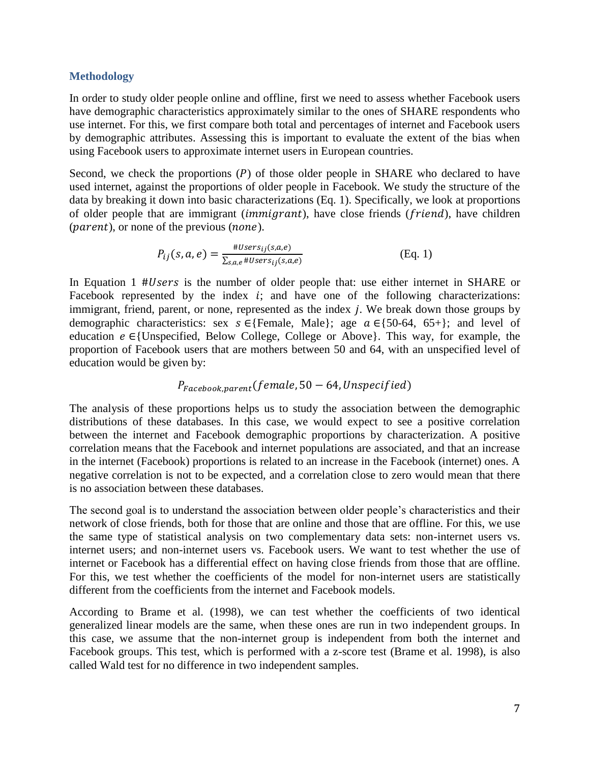## Methodology

In order to study older people online and offline, first we need to assess whether Facebook users have demographic characteristics approximately similar to the ones of SHARE respondents who use internet. For this, we first compare both total and percentages of internet and Facebook users by demographic attributes. Assessing this is important to evaluate the extent of the bias when using Facebook users to approximate internet users in European countries.

Second, we check the proportions ($P$) of those older people in SHARE who declared to have used internet, against the proportions of older people in Facebook. We study the structure of the data by breaking it down into basic characterizations (Eq. 1). Specifically, we look at proportions of older people that are immigrant ($immigrant$), have close friends ($friend$), have children ($parent$), or none of the previous ($none$).

$$P_{ij}(s,a,e) = \frac{\#Users_{ij}(s,a,e)}{\sum_{s,a,e} \#Users_{ij}(s,a,e)} \qquad \text{(Eq. 1)}$$

In Equation 1 $\#Users$ is the number of older people that: use either internet in SHARE or Facebook represented by the index $i$; and have one of the following characterizations: immigrant, friend, parent, or none, represented as the index $j$. We break down those groups by demographic characteristics: sex $s \in$ {Female, Male}; age $a \in$ {50-64, 65+}; and level of education $e \in$ {Unspecified, Below College, College or Above}. This way, for example, the proportion of Facebook users that are mothers between 50 and 64, with an unspecified level of education would be given by:

$$P_{Facebook,parent}(female, 50-64, Unspecified)$$

The analysis of these proportions helps us to study the association between the demographic distributions of these databases. In this case, we would expect to see a positive correlation between the internet and Facebook demographic proportions by characterization. A positive correlation means that the Facebook and internet populations are associated, and that an increase in the internet (Facebook) proportions is related to an increase in the Facebook (internet) ones. A negative correlation is not to be expected, and a correlation close to zero would mean that there is no association between these databases.

The second goal is to understand the association between older people's characteristics and their network of close friends, both for those that are online and those that are offline. For this, we use the same type of statistical analysis on two complementary data sets: non-internet users vs. internet users; and non-internet users vs. Facebook users. We want to test whether the use of internet or Facebook has a differential effect on having close friends from those that are offline. For this, we test whether the coefficients of the model for non-internet users are statistically different from the coefficients from the internet and Facebook models.

According to Brame et al. (1998), we can test whether the coefficients of two identical generalized linear models are the same, when these ones are run in two independent groups. In this case, we assume that the non-internet group is independent from both the internet and Facebook groups. This test, which is performed with a z-score test (Brame et al. 1998), is also called Wald test for no difference in two independent samples.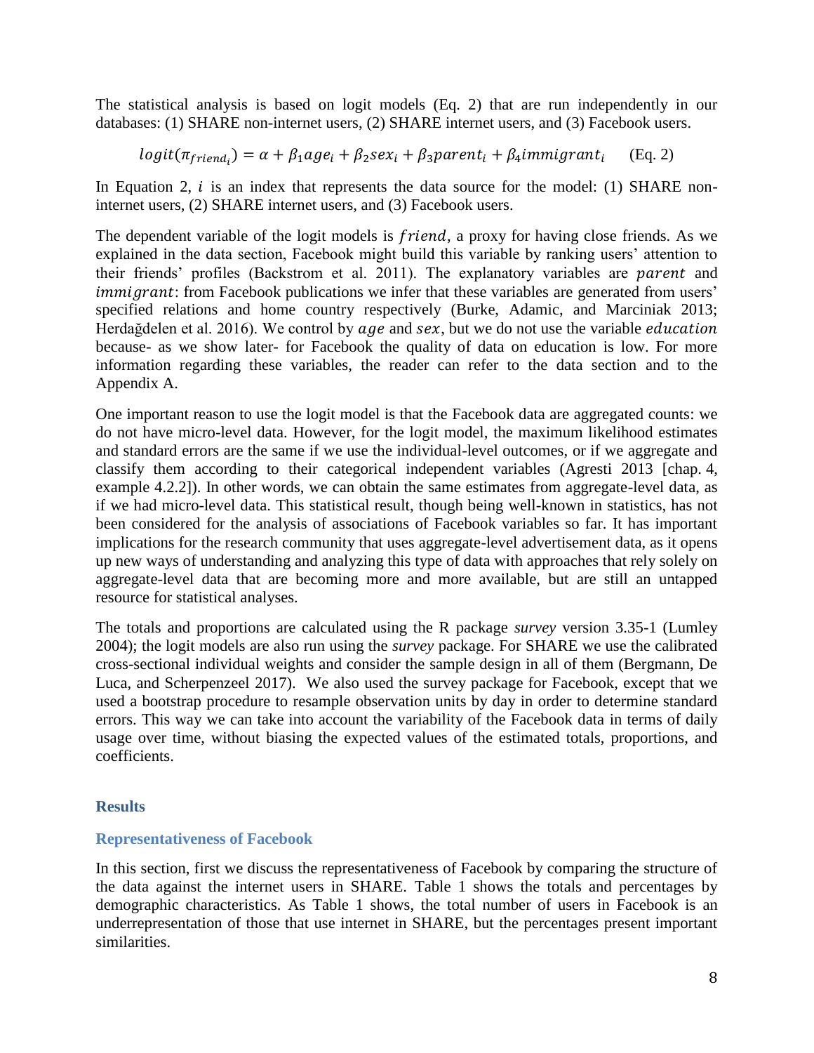The statistical analysis is based on logit models (Eq. 2) that are run independently in our databases: (1) SHARE non-internet users, (2) SHARE internet users, and (3) Facebook users.

$$logit(\pi_{friend_i}) = \alpha + \beta_1 age_i + \beta_2 sex_i + \beta_3 parent_i + \beta_4 immigrant_i \qquad \text{(Eq. 2)}$$

In Equation 2, $i$ is an index that represents the data source for the model: (1) SHARE non-internet users, (2) SHARE internet users, and (3) Facebook users.

The dependent variable of the logit models is $friend$, a proxy for having close friends. As we explained in the data section, Facebook might build this variable by ranking users' attention to their friends' profiles (Backstrom et al. 2011). The explanatory variables are $parent$ and $immigrant$: from Facebook publications we infer that these variables are generated from users' specified relations and home country respectively (Burke, Adamic, and Marciniak 2013; Herdağdelen et al. 2016). We control by $age$ and $sex$, but we do not use the variable $education$ because- as we show later- for Facebook the quality of data on education is low. For more information regarding these variables, the reader can refer to the data section and to the Appendix A.

One important reason to use the logit model is that the Facebook data are aggregated counts: we do not have micro-level data. However, for the logit model, the maximum likelihood estimates and standard errors are the same if we use the individual-level outcomes, or if we aggregate and classify them according to their categorical independent variables (Agresti 2013 [chap. 4, example 4.2.2]). In other words, we can obtain the same estimates from aggregate-level data, as if we had micro-level data. This statistical result, though being well-known in statistics, has not been considered for the analysis of associations of Facebook variables so far. It has important implications for the research community that uses aggregate-level advertisement data, as it opens up new ways of understanding and analyzing this type of data with approaches that rely solely on aggregate-level data that are becoming more and more available, but are still an untapped resource for statistical analyses.

The totals and proportions are calculated using the R package *survey* version 3.35-1 (Lumley 2004); the logit models are also run using the *survey* package. For SHARE we use the calibrated cross-sectional individual weights and consider the sample design in all of them (Bergmann, De Luca, and Scherpenzeel 2017). We also used the survey package for Facebook, except that we used a bootstrap procedure to resample observation units by day in order to determine standard errors. This way we can take into account the variability of the Facebook data in terms of daily usage over time, without biasing the expected values of the estimated totals, proportions, and coefficients.

## Results

### Representativeness of Facebook

In this section, first we discuss the representativeness of Facebook by comparing the structure of the data against the internet users in SHARE. Table 1 shows the totals and percentages by demographic characteristics. As Table 1 shows, the total number of users in Facebook is an underrepresentation of those that use internet in SHARE, but the percentages present important similarities.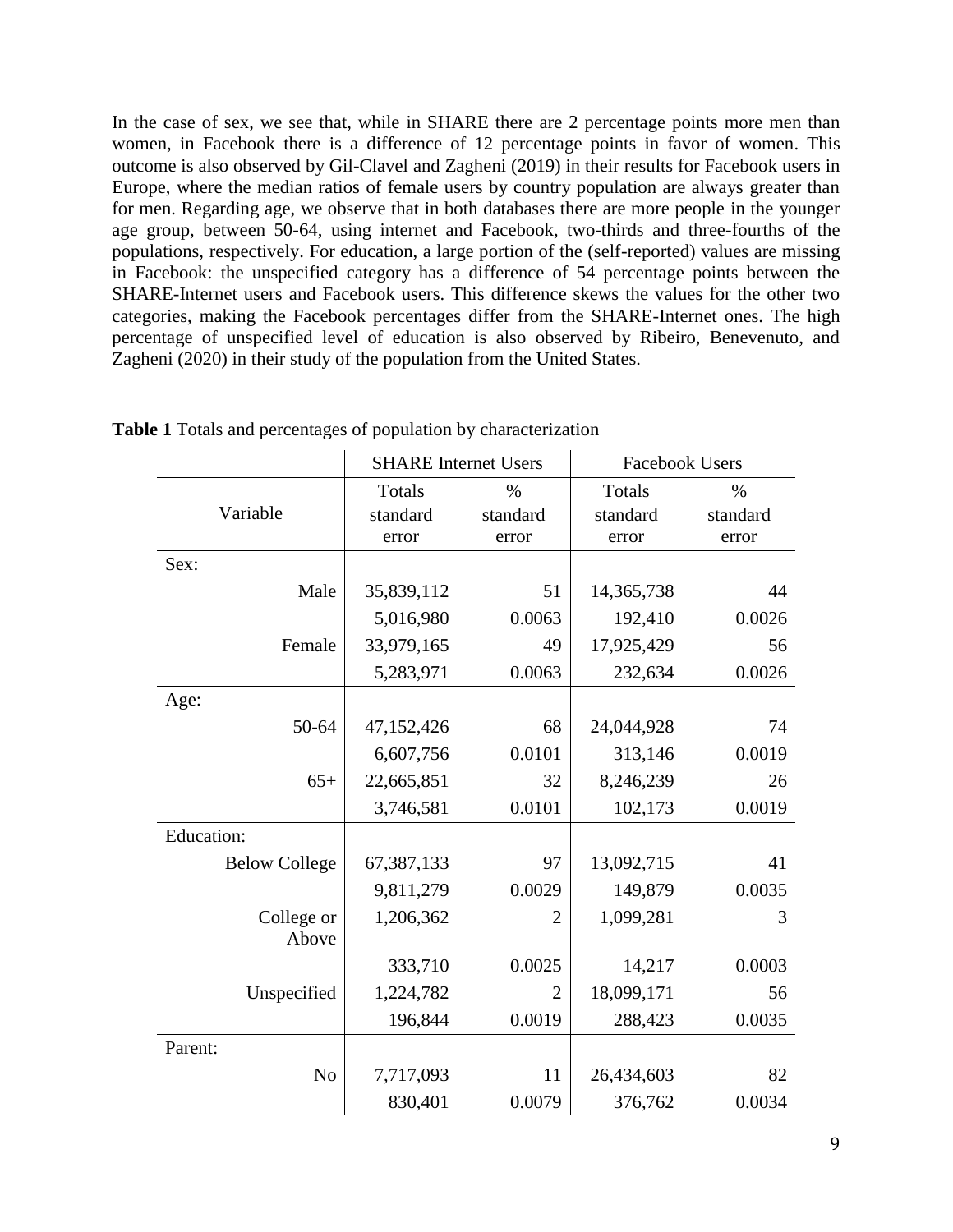In the case of sex, we see that, while in SHARE there are 2 percentage points more men than women, in Facebook there is a difference of 12 percentage points in favor of women. This outcome is also observed by Gil-Clavel and Zagheni (2019) in their results for Facebook users in Europe, where the median ratios of female users by country population are always greater than for men. Regarding age, we observe that in both databases there are more people in the younger age group, between 50-64, using internet and Facebook, two-thirds and three-fourths of the populations, respectively. For education, a large portion of the (self-reported) values are missing in Facebook: the unspecified category has a difference of 54 percentage points between the SHARE-Internet users and Facebook users. This difference skews the values for the other two categories, making the Facebook percentages differ from the SHARE-Internet ones. The high percentage of unspecified level of education is also observed by Ribeiro, Benevenuto, and Zagheni (2020) in their study of the population from the United States.

**Table 1** Totals and percentages of population by characterization

| | SHARE Internet Users | | Facebook Users | |
|---|---|---|---|---|
| Variable | Totals standard error | % standard error | Totals standard error | % standard error |
| Sex: | | | | |
| Male | 35,839,112 | 51 | 14,365,738 | 44 |
| | 5,016,980 | 0.0063 | 192,410 | 0.0026 |
| Female | 33,979,165 | 49 | 17,925,429 | 56 |
| | 5,283,971 | 0.0063 | 232,634 | 0.0026 |
| Age: | | | | |
| 50-64 | 47,152,426 | 68 | 24,044,928 | 74 |
| | 6,607,756 | 0.0101 | 313,146 | 0.0019 |
| 65+ | 22,665,851 | 32 | 8,246,239 | 26 |
| | 3,746,581 | 0.0101 | 102,173 | 0.0019 |
| Education: | | | | |
| Below College | 67,387,133 | 97 | 13,092,715 | 41 |
| | 9,811,279 | 0.0029 | 149,879 | 0.0035 |
| College or Above | 1,206,362 | 2 | 1,099,281 | 3 |
| | 333,710 | 0.0025 | 14,217 | 0.0003 |
| Unspecified | 1,224,782 | 2 | 18,099,171 | 56 |
| | 196,844 | 0.0019 | 288,423 | 0.0035 |
| Parent: | | | | |
| No | 7,717,093 | 11 | 26,434,603 | 82 |
| | 830,401 | 0.0079 | 376,762 | 0.0034 |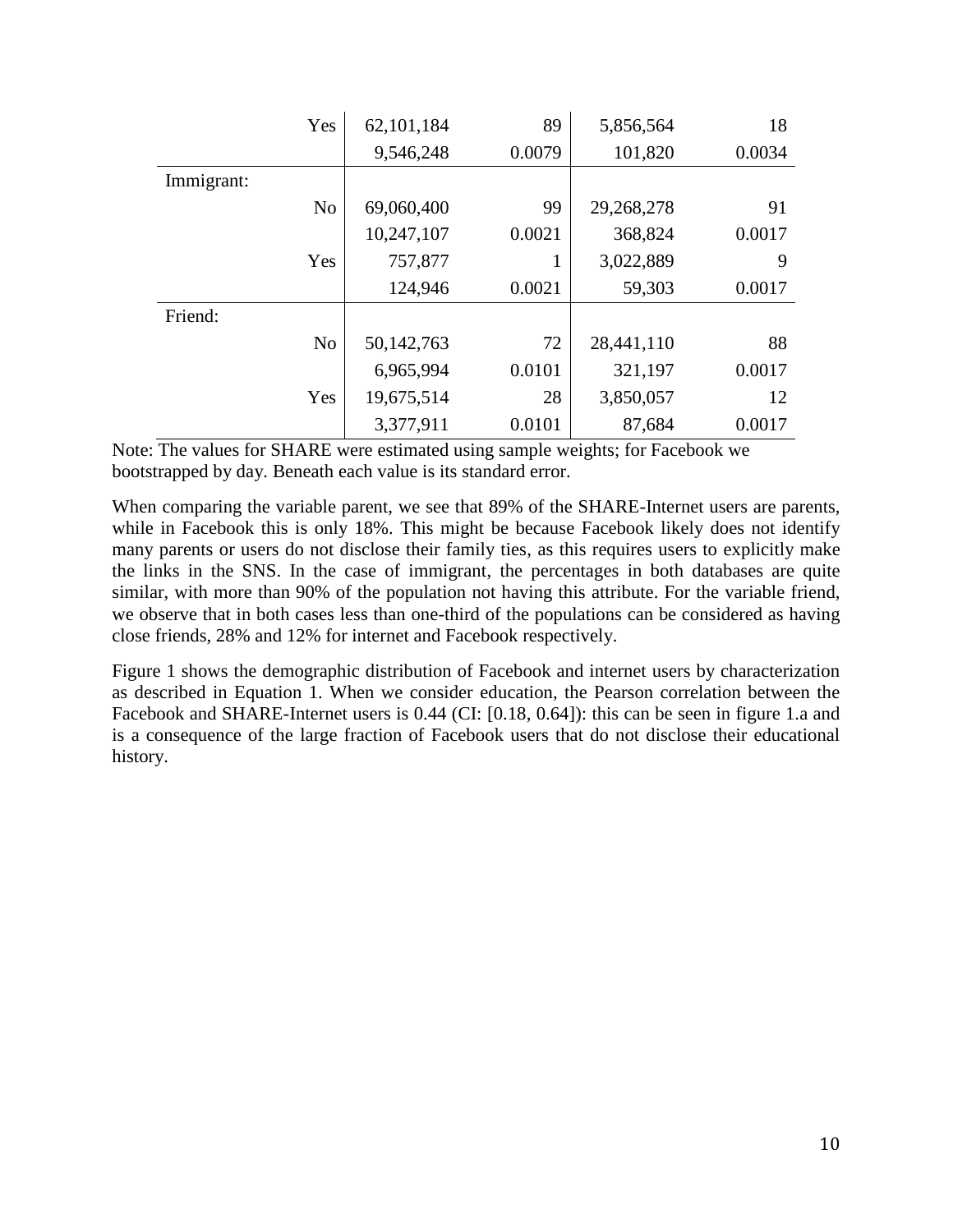| | | | | |
|---|---|---|---|---|
| Yes | 62,101,184 | 89 | 5,856,564 | 18 |
| | 9,546,248 | 0.0079 | 101,820 | 0.0034 |
| Immigrant: | | | | |
| No | 69,060,400 | 99 | 29,268,278 | 91 |
| | 10,247,107 | 0.0021 | 368,824 | 0.0017 |
| Yes | 757,877 | 1 | 3,022,889 | 9 |
| | 124,946 | 0.0021 | 59,303 | 0.0017 |
| Friend: | | | | |
| No | 50,142,763 | 72 | 28,441,110 | 88 |
| | 6,965,994 | 0.0101 | 321,197 | 0.0017 |
| Yes | 19,675,514 | 28 | 3,850,057 | 12 |
| | 3,377,911 | 0.0101 | 87,684 | 0.0017 |

Note: The values for SHARE were estimated using sample weights; for Facebook we bootstrapped by day. Beneath each value is its standard error.

When comparing the variable parent, we see that 89% of the SHARE-Internet users are parents, while in Facebook this is only 18%. This might be because Facebook likely does not identify many parents or users do not disclose their family ties, as this requires users to explicitly make the links in the SNS. In the case of immigrant, the percentages in both databases are quite similar, with more than 90% of the population not having this attribute. For the variable friend, we observe that in both cases less than one-third of the populations can be considered as having close friends, 28% and 12% for internet and Facebook respectively.

Figure 1 shows the demographic distribution of Facebook and internet users by characterization as described in Equation 1. When we consider education, the Pearson correlation between the Facebook and SHARE-Internet users is 0.44 (CI: [0.18, 0.64]): this can be seen in figure 1.a and is a consequence of the large fraction of Facebook users that do not disclose their educational history.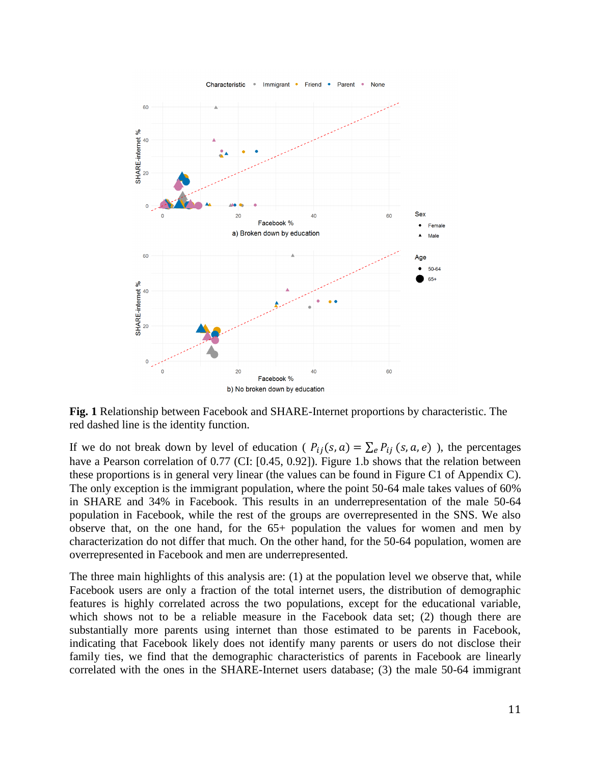**Fig. 1** Relationship between Facebook and SHARE-Internet proportions by characteristic. The red dashed line is the identity function.

If we do not break down by level of education ( $P_{ij}(s,a) = \sum_e P_{ij}(s,a,e)$ ), the percentages have a Pearson correlation of 0.77 (CI: [0.45, 0.92]). Figure 1.b shows that the relation between these proportions is in general very linear (the values can be found in Figure C1 of Appendix C). The only exception is the immigrant population, where the point 50-64 male takes values of 60% in SHARE and 34% in Facebook. This results in an underrepresentation of the male 50-64 population in Facebook, while the rest of the groups are overrepresented in the SNS. We also observe that, on the one hand, for the 65+ population the values for women and men by characterization do not differ that much. On the other hand, for the 50-64 population, women are overrepresented in Facebook and men are underrepresented.

The three main highlights of this analysis are: (1) at the population level we observe that, while Facebook users are only a fraction of the total internet users, the distribution of demographic features is highly correlated across the two populations, except for the educational variable, which shows not to be a reliable measure in the Facebook data set; (2) though there are substantially more parents using internet than those estimated to be parents in Facebook, indicating that Facebook likely does not identify many parents or users do not disclose their family ties, we find that the demographic characteristics of parents in Facebook are linearly correlated with the ones in the SHARE-Internet users database; (3) the male 50-64 immigrant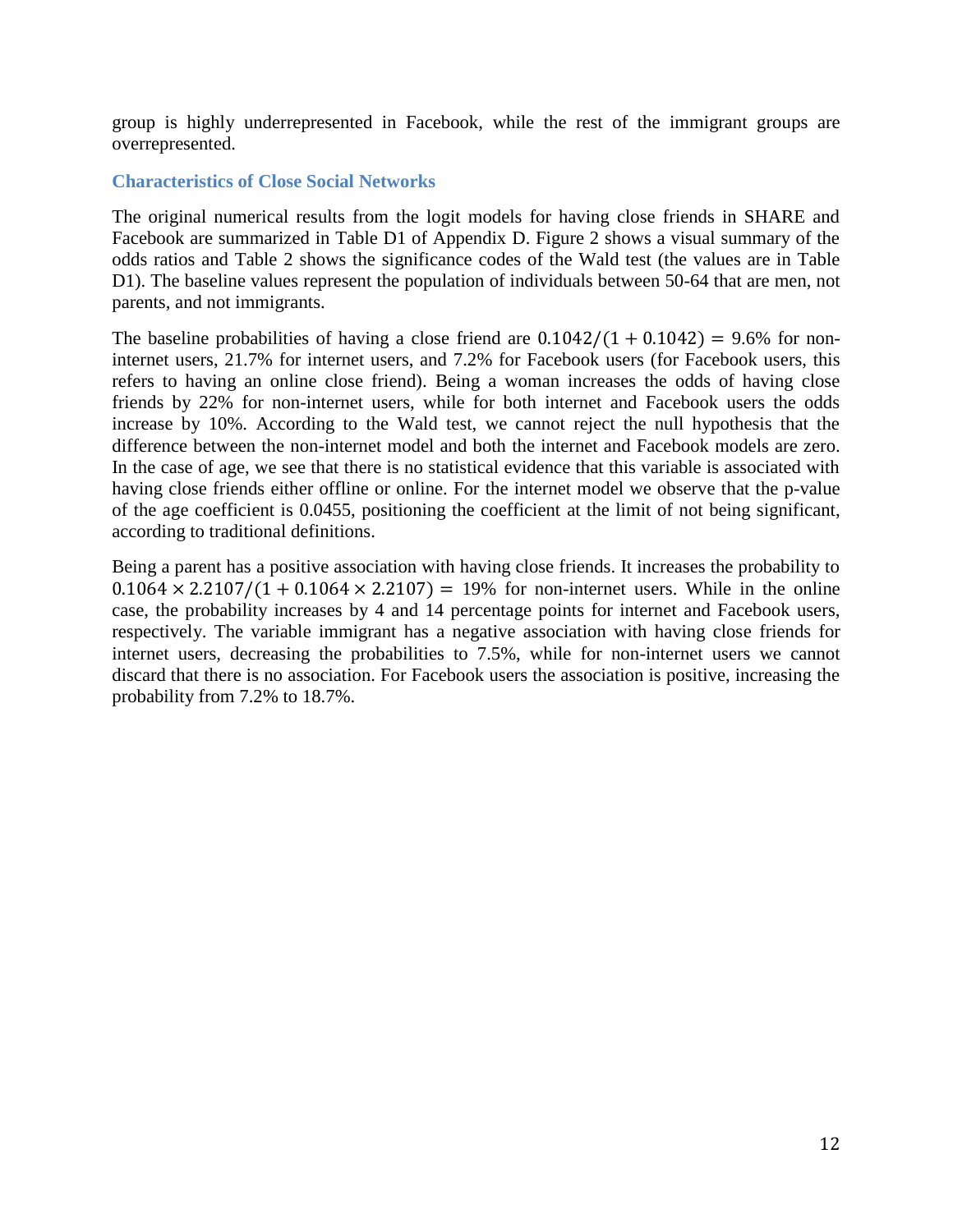group is highly underrepresented in Facebook, while the rest of the immigrant groups are overrepresented.

### Characteristics of Close Social Networks

The original numerical results from the logit models for having close friends in SHARE and Facebook are summarized in Table D1 of Appendix D. Figure 2 shows a visual summary of the odds ratios and Table 2 shows the significance codes of the Wald test (the values are in Table D1). The baseline values represent the population of individuals between 50-64 that are men, not parents, and not immigrants.

The baseline probabilities of having a close friend are $0.1042/(1 + 0.1042) = 9.6\%$ for non-internet users, 21.7% for internet users, and 7.2% for Facebook users (for Facebook users, this refers to having an online close friend). Being a woman increases the odds of having close friends by 22% for non-internet users, while for both internet and Facebook users the odds increase by 10%. According to the Wald test, we cannot reject the null hypothesis that the difference between the non-internet model and both the internet and Facebook models are zero. In the case of age, we see that there is no statistical evidence that this variable is associated with having close friends either offline or online. For the internet model we observe that the p-value of the age coefficient is 0.0455, positioning the coefficient at the limit of not being significant, according to traditional definitions.

Being a parent has a positive association with having close friends. It increases the probability to $0.1064 \times 2.2107/(1 + 0.1064 \times 2.2107) = 19\%$ for non-internet users. While in the online case, the probability increases by 4 and 14 percentage points for internet and Facebook users, respectively. The variable immigrant has a negative association with having close friends for internet users, decreasing the probabilities to 7.5%, while for non-internet users we cannot discard that there is no association. For Facebook users the association is positive, increasing the probability from 7.2% to 18.7%.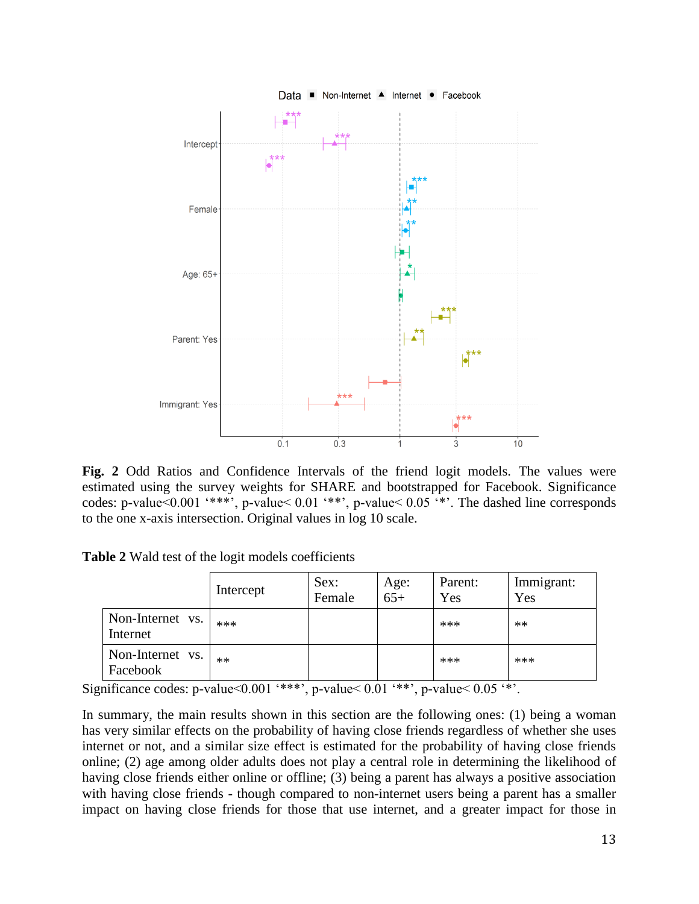**Fig. 2** Odd Ratios and Confidence Intervals of the friend logit models. The values were estimated using the survey weights for SHARE and bootstrapped for Facebook. Significance codes: p-value<0.001 '***', p-value< 0.01 '**', p-value< 0.05 '*'. The dashed line corresponds to the one x-axis intersection. Original values in log 10 scale.

**Table 2** Wald test of the logit models coefficients

| | Intercept | Sex: Female | Age: 65+ | Parent: Yes | Immigrant: Yes |
|---|---|---|---|---|---|
| Non-Internet vs. Internet | *** | | | *** | ** |
| Non-Internet vs. Facebook | ** | | | *** | *** |

Significance codes: p-value<0.001 '***', p-value< 0.01 '**', p-value< 0.05 '*'.

In summary, the main results shown in this section are the following ones: (1) being a woman has very similar effects on the probability of having close friends regardless of whether she uses internet or not, and a similar size effect is estimated for the probability of having close friends online; (2) age among older adults does not play a central role in determining the likelihood of having close friends either online or offline; (3) being a parent has always a positive association with having close friends - though compared to non-internet users being a parent has a smaller impact on having close friends for those that use internet, and a greater impact for those in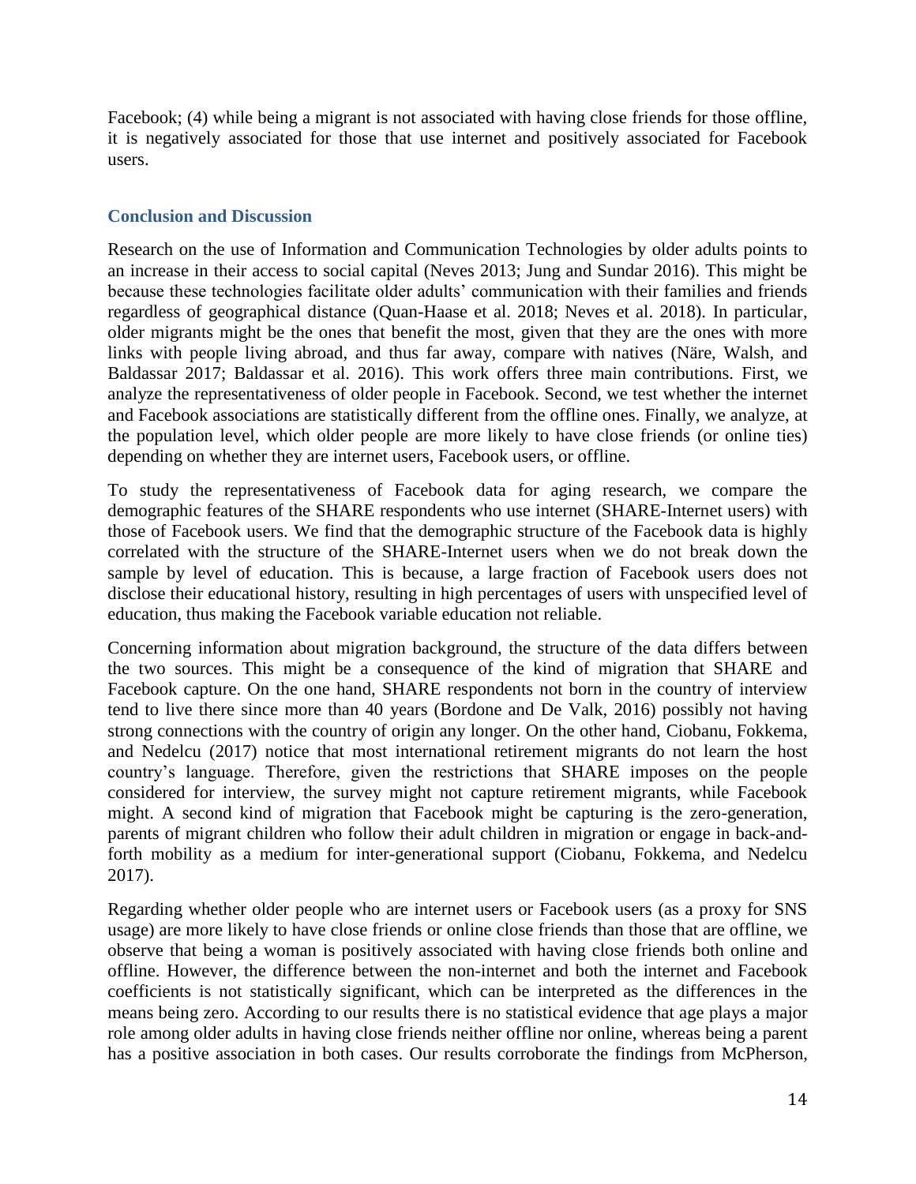Facebook; (4) while being a migrant is not associated with having close friends for those offline, it is negatively associated for those that use internet and positively associated for Facebook users.

## Conclusion and Discussion

Research on the use of Information and Communication Technologies by older adults points to an increase in their access to social capital (Neves 2013; Jung and Sundar 2016). This might be because these technologies facilitate older adults' communication with their families and friends regardless of geographical distance (Quan-Haase et al. 2018; Neves et al. 2018). In particular, older migrants might be the ones that benefit the most, given that they are the ones with more links with people living abroad, and thus far away, compare with natives (Näre, Walsh, and Baldassar 2017; Baldassar et al. 2016). This work offers three main contributions. First, we analyze the representativeness of older people in Facebook. Second, we test whether the internet and Facebook associations are statistically different from the offline ones. Finally, we analyze, at the population level, which older people are more likely to have close friends (or online ties) depending on whether they are internet users, Facebook users, or offline.

To study the representativeness of Facebook data for aging research, we compare the demographic features of the SHARE respondents who use internet (SHARE-Internet users) with those of Facebook users. We find that the demographic structure of the Facebook data is highly correlated with the structure of the SHARE-Internet users when we do not break down the sample by level of education. This is because, a large fraction of Facebook users does not disclose their educational history, resulting in high percentages of users with unspecified level of education, thus making the Facebook variable education not reliable.

Concerning information about migration background, the structure of the data differs between the two sources. This might be a consequence of the kind of migration that SHARE and Facebook capture. On the one hand, SHARE respondents not born in the country of interview tend to live there since more than 40 years (Bordone and De Valk, 2016) possibly not having strong connections with the country of origin any longer. On the other hand, Ciobanu, Fokkema, and Nedelcu (2017) notice that most international retirement migrants do not learn the host country's language. Therefore, given the restrictions that SHARE imposes on the people considered for interview, the survey might not capture retirement migrants, while Facebook might. A second kind of migration that Facebook might be capturing is the zero-generation, parents of migrant children who follow their adult children in migration or engage in back-and-forth mobility as a medium for inter-generational support (Ciobanu, Fokkema, and Nedelcu 2017).

Regarding whether older people who are internet users or Facebook users (as a proxy for SNS usage) are more likely to have close friends or online close friends than those that are offline, we observe that being a woman is positively associated with having close friends both online and offline. However, the difference between the non-internet and both the internet and Facebook coefficients is not statistically significant, which can be interpreted as the differences in the means being zero. According to our results there is no statistical evidence that age plays a major role among older adults in having close friends neither offline nor online, whereas being a parent has a positive association in both cases. Our results corroborate the findings from McPherson,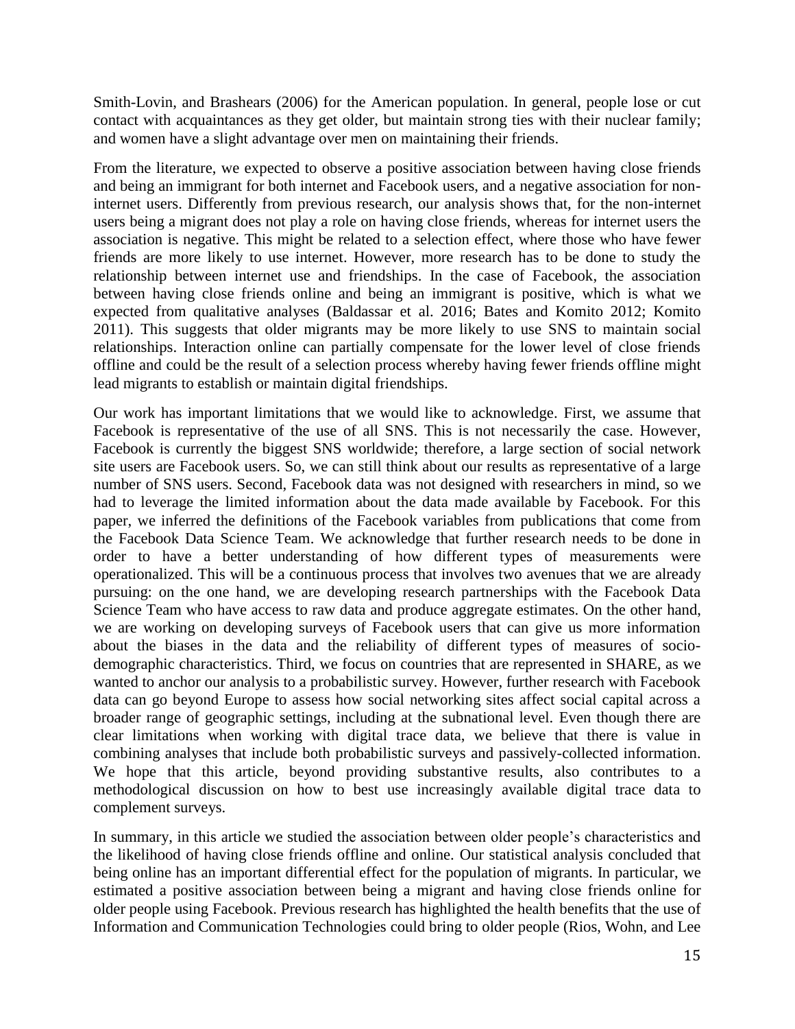Smith-Lovin, and Brashears (2006) for the American population. In general, people lose or cut contact with acquaintances as they get older, but maintain strong ties with their nuclear family; and women have a slight advantage over men on maintaining their friends.

From the literature, we expected to observe a positive association between having close friends and being an immigrant for both internet and Facebook users, and a negative association for non-internet users. Differently from previous research, our analysis shows that, for the non-internet users being a migrant does not play a role on having close friends, whereas for internet users the association is negative. This might be related to a selection effect, where those who have fewer friends are more likely to use internet. However, more research has to be done to study the relationship between internet use and friendships. In the case of Facebook, the association between having close friends online and being an immigrant is positive, which is what we expected from qualitative analyses (Baldassar et al. 2016; Bates and Komito 2012; Komito 2011). This suggests that older migrants may be more likely to use SNS to maintain social relationships. Interaction online can partially compensate for the lower level of close friends offline and could be the result of a selection process whereby having fewer friends offline might lead migrants to establish or maintain digital friendships.

Our work has important limitations that we would like to acknowledge. First, we assume that Facebook is representative of the use of all SNS. This is not necessarily the case. However, Facebook is currently the biggest SNS worldwide; therefore, a large section of social network site users are Facebook users. So, we can still think about our results as representative of a large number of SNS users. Second, Facebook data was not designed with researchers in mind, so we had to leverage the limited information about the data made available by Facebook. For this paper, we inferred the definitions of the Facebook variables from publications that come from the Facebook Data Science Team. We acknowledge that further research needs to be done in order to have a better understanding of how different types of measurements were operationalized. This will be a continuous process that involves two avenues that we are already pursuing: on the one hand, we are developing research partnerships with the Facebook Data Science Team who have access to raw data and produce aggregate estimates. On the other hand, we are working on developing surveys of Facebook users that can give us more information about the biases in the data and the reliability of different types of measures of socio-demographic characteristics. Third, we focus on countries that are represented in SHARE, as we wanted to anchor our analysis to a probabilistic survey. However, further research with Facebook data can go beyond Europe to assess how social networking sites affect social capital across a broader range of geographic settings, including at the subnational level. Even though there are clear limitations when working with digital trace data, we believe that there is value in combining analyses that include both probabilistic surveys and passively-collected information. We hope that this article, beyond providing substantive results, also contributes to a methodological discussion on how to best use increasingly available digital trace data to complement surveys.

In summary, in this article we studied the association between older people's characteristics and the likelihood of having close friends offline and online. Our statistical analysis concluded that being online has an important differential effect for the population of migrants. In particular, we estimated a positive association between being a migrant and having close friends online for older people using Facebook. Previous research has highlighted the health benefits that the use of Information and Communication Technologies could bring to older people (Rios, Wohn, and Lee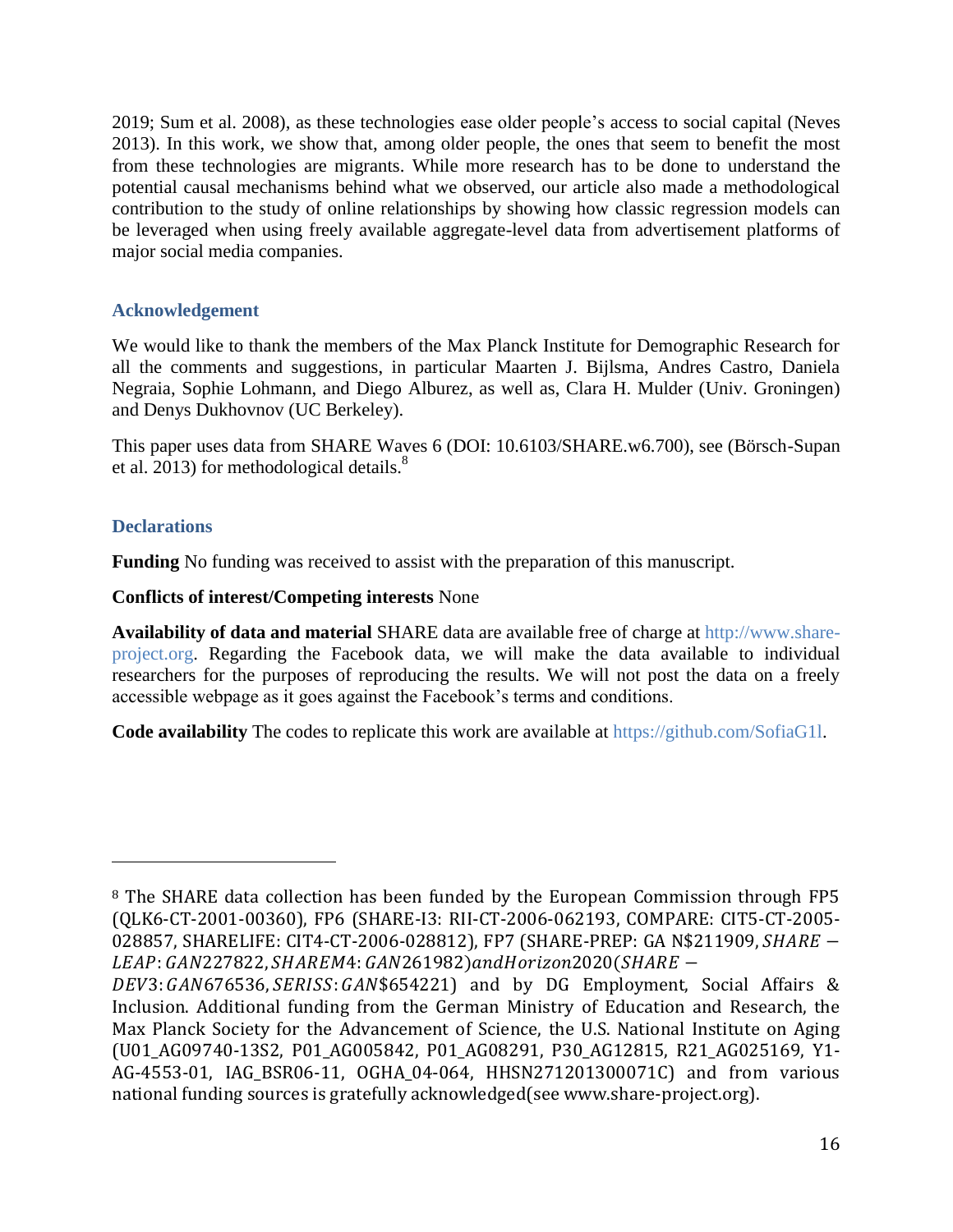2019; Sum et al. 2008), as these technologies ease older people's access to social capital (Neves 2013). In this work, we show that, among older people, the ones that seem to benefit the most from these technologies are migrants. While more research has to be done to understand the potential causal mechanisms behind what we observed, our article also made a methodological contribution to the study of online relationships by showing how classic regression models can be leveraged when using freely available aggregate-level data from advertisement platforms of major social media companies.

## Acknowledgement

We would like to thank the members of the Max Planck Institute for Demographic Research for all the comments and suggestions, in particular Maarten J. Bijlsma, Andres Castro, Daniela Negraia, Sophie Lohmann, and Diego Alburez, as well as, Clara H. Mulder (Univ. Groningen) and Denys Dukhovnov (UC Berkeley).

This paper uses data from SHARE Waves 6 (DOI: 10.6103/SHARE.w6.700), see (Börsch-Supan et al. 2013) for methodological details.[8]

## Declarations

**Funding** No funding was received to assist with the preparation of this manuscript.

**Conflicts of interest/Competing interests** None

**Availability of data and material** SHARE data are available free of charge at http://www.share-project.org. Regarding the Facebook data, we will make the data available to individual researchers for the purposes of reproducing the results. We will not post the data on a freely accessible webpage as it goes against the Facebook's terms and conditions.

**Code availability** The codes to replicate this work are available at https://github.com/SofiaG1l.

---

[8] The SHARE data collection has been funded by the European Commission through FP5 (QLK6-CT-2001-00360), FP6 (SHARE-I3: RII-CT-2006-062193, COMPARE: CIT5-CT-2005-028857, SHARELIFE: CIT4-CT-2006-028812), FP7 (SHARE-PREP: GA N$211909, $SHARE - LEAP: GAN227822, SHAREM4: GAN261982) and Horizon2020 (SHARE - DEV3: GAN676536, SERISS: GAN$654221) and by DG Employment, Social Affairs & Inclusion. Additional funding from the German Ministry of Education and Research, the Max Planck Society for the Advancement of Science, the U.S. National Institute on Aging (U01_AG09740-13S2, P01_AG005842, P01_AG08291, P30_AG12815, R21_AG025169, Y1-AG-4553-01, IAG_BSR06-11, OGHA_04-064, HHSN271201300071C) and from various national funding sources is gratefully acknowledged(see www.share-project.org).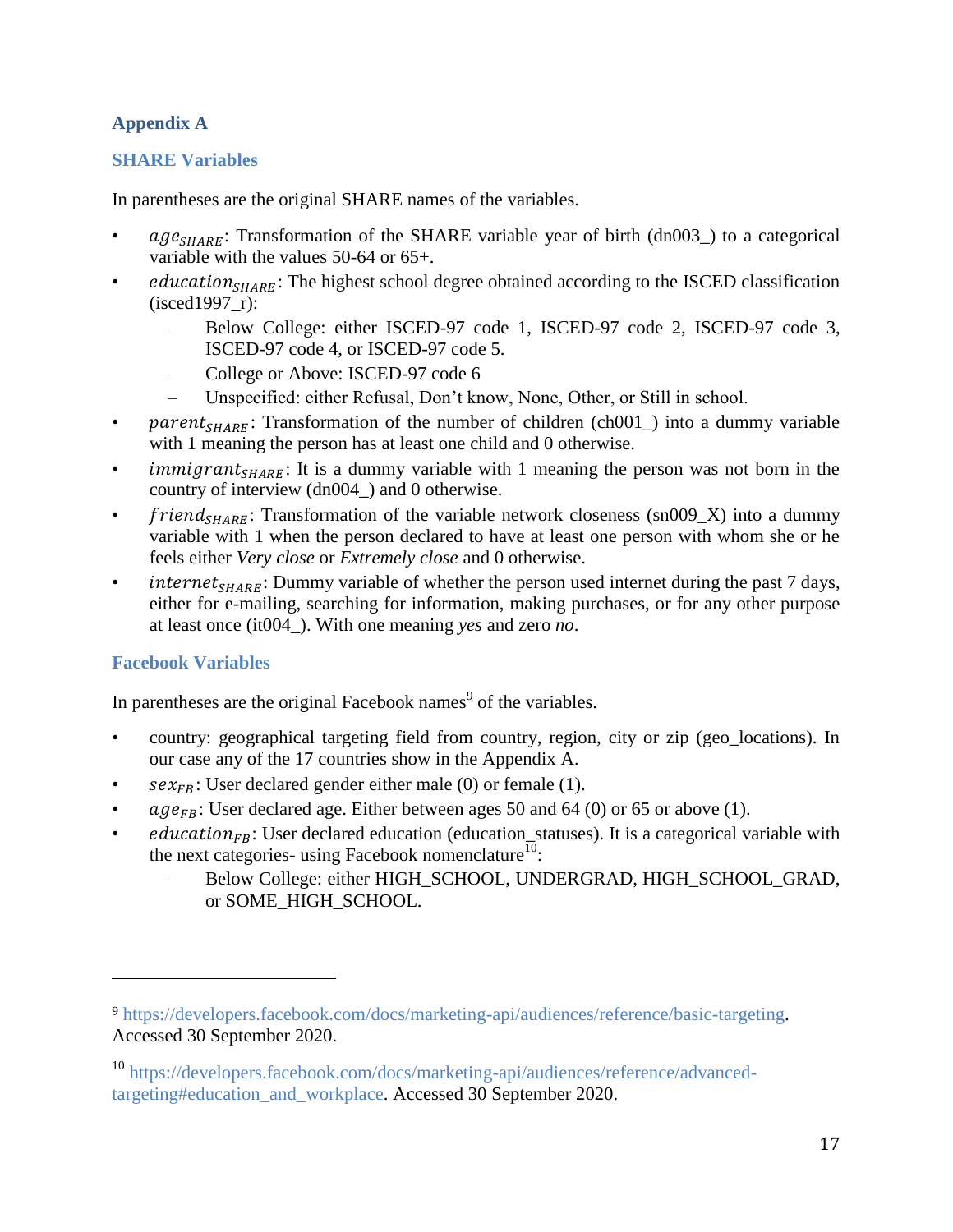## Appendix A

### SHARE Variables

In parentheses are the original SHARE names of the variables.

- $age_{SHARE}$: Transformation of the SHARE variable year of birth (dn003_) to a categorical variable with the values 50-64 or 65+.
- $education_{SHARE}$: The highest school degree obtained according to the ISCED classification (isced1997_r):
  - Below College: either ISCED-97 code 1, ISCED-97 code 2, ISCED-97 code 3, ISCED-97 code 4, or ISCED-97 code 5.
  - College or Above: ISCED-97 code 6
  - Unspecified: either Refusal, Don't know, None, Other, or Still in school.
- $parent_{SHARE}$: Transformation of the number of children (ch001_) into a dummy variable with 1 meaning the person has at least one child and 0 otherwise.
- $immigrant_{SHARE}$: It is a dummy variable with 1 meaning the person was not born in the country of interview (dn004_) and 0 otherwise.
- $friend_{SHARE}$: Transformation of the variable network closeness (sn009_X) into a dummy variable with 1 when the person declared to have at least one person with whom she or he feels either *Very close* or *Extremely close* and 0 otherwise.
- $internet_{SHARE}$: Dummy variable of whether the person used internet during the past 7 days, either for e-mailing, searching for information, making purchases, or for any other purpose at least once (it004_). With one meaning *yes* and zero *no*.

### Facebook Variables

In parentheses are the original Facebook names[9] of the variables.

- country: geographical targeting field from country, region, city or zip (geo_locations). In our case any of the 17 countries show in the Appendix A.
- $sex_{FB}$: User declared gender either male (0) or female (1).
- $age_{FB}$: User declared age. Either between ages 50 and 64 (0) or 65 or above (1).
- $education_{FB}$: User declared education (education_statuses). It is a categorical variable with the next categories- using Facebook nomenclature[10]:
  - Below College: either HIGH_SCHOOL, UNDERGRAD, HIGH_SCHOOL_GRAD, or SOME_HIGH_SCHOOL.

---

[9] https://developers.facebook.com/docs/marketing-api/audiences/reference/basic-targeting. Accessed 30 September 2020.

[10] https://developers.facebook.com/docs/marketing-api/audiences/reference/advanced-targeting#education_and_workplace. Accessed 30 September 2020.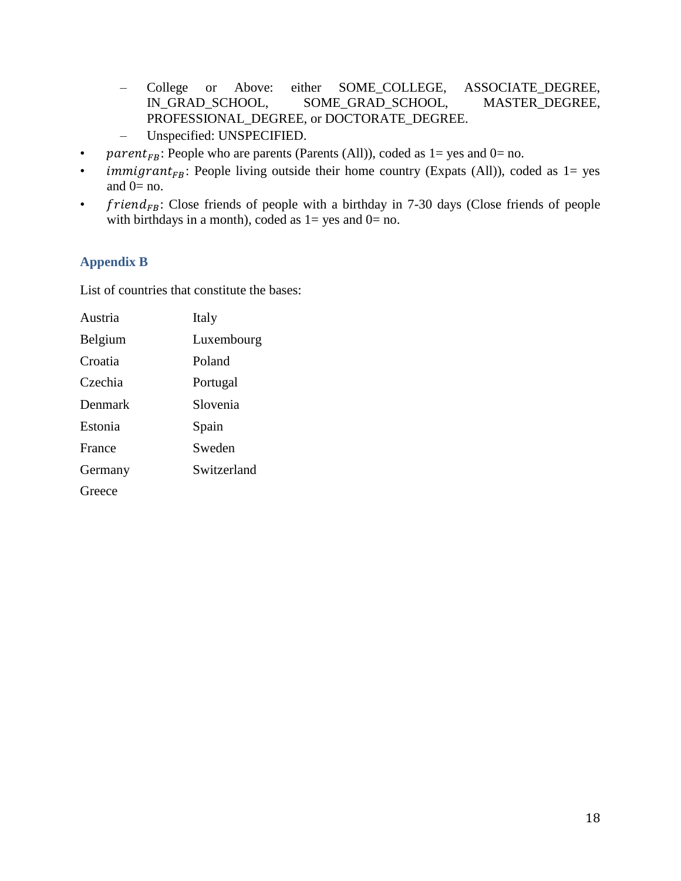- College or Above: either SOME_COLLEGE, ASSOCIATE_DEGREE, IN_GRAD_SCHOOL, SOME_GRAD_SCHOOL, MASTER_DEGREE, PROFESSIONAL_DEGREE, or DOCTORATE_DEGREE.
  - Unspecified: UNSPECIFIED.
- $parent_{FB}$: People who are parents (Parents (All)), coded as 1= yes and 0= no.
- $immigrant_{FB}$: People living outside their home country (Expats (All)), coded as 1= yes and 0= no.
- $friend_{FB}$: Close friends of people with a birthday in 7-30 days (Close friends of people with birthdays in a month), coded as 1= yes and 0= no.

## Appendix B

List of countries that constitute the bases:

| | |
|---|---|
| Austria | Italy |
| Belgium | Luxembourg |
| Croatia | Poland |
| Czechia | Portugal |
| Denmark | Slovenia |
| Estonia | Spain |
| France | Sweden |
| Germany | Switzerland |
| Greece | |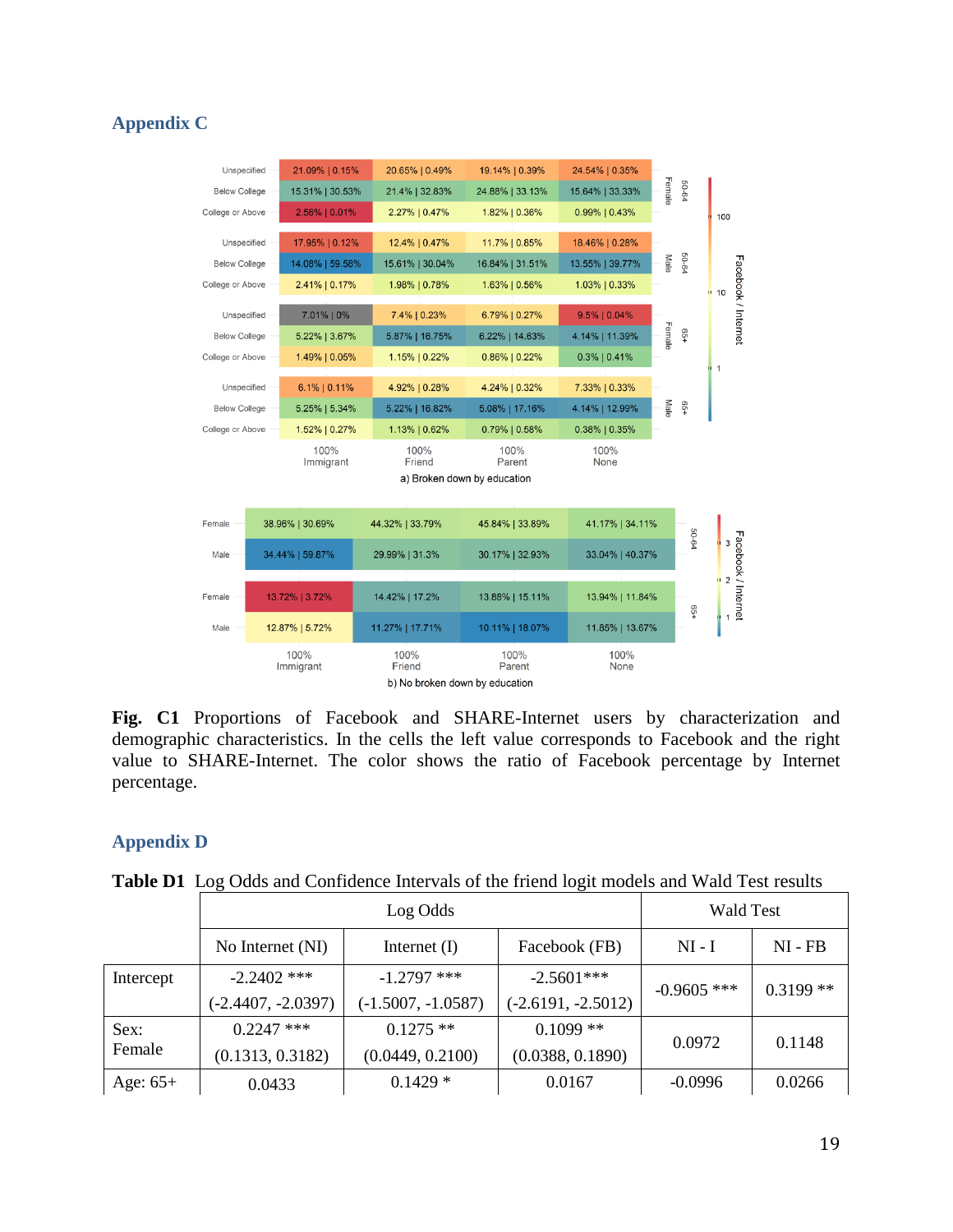## Appendix C

**Fig. C1** Proportions of Facebook and SHARE-Internet users by characterization and demographic characteristics. In the cells the left value corresponds to Facebook and the right value to SHARE-Internet. The color shows the ratio of Facebook percentage by Internet percentage.

## Appendix D

**Table D1** Log Odds and Confidence Intervals of the friend logit models and Wald Test results

| | Log Odds | | | Wald Test | |
|---|---|---|---|---|---|
| | No Internet (NI) | Internet (I) | Facebook (FB) | NI - I | NI - FB |
| Intercept | -2.2402 *** (-2.4407, -2.0397) | -1.2797 *** (-1.5007, -1.0587) | -2.5601*** (-2.6191, -2.5012) | -0.9605 *** | 0.3199 ** |
| Sex: Female | 0.2247 *** (0.1313, 0.3182) | 0.1275 ** (0.0449, 0.2100) | 0.1099 ** (0.0388, 0.1890) | 0.0972 | 0.1148 |
| Age: 65+ | 0.0433 | 0.1429 * | 0.0167 | -0.0996 | 0.0266 |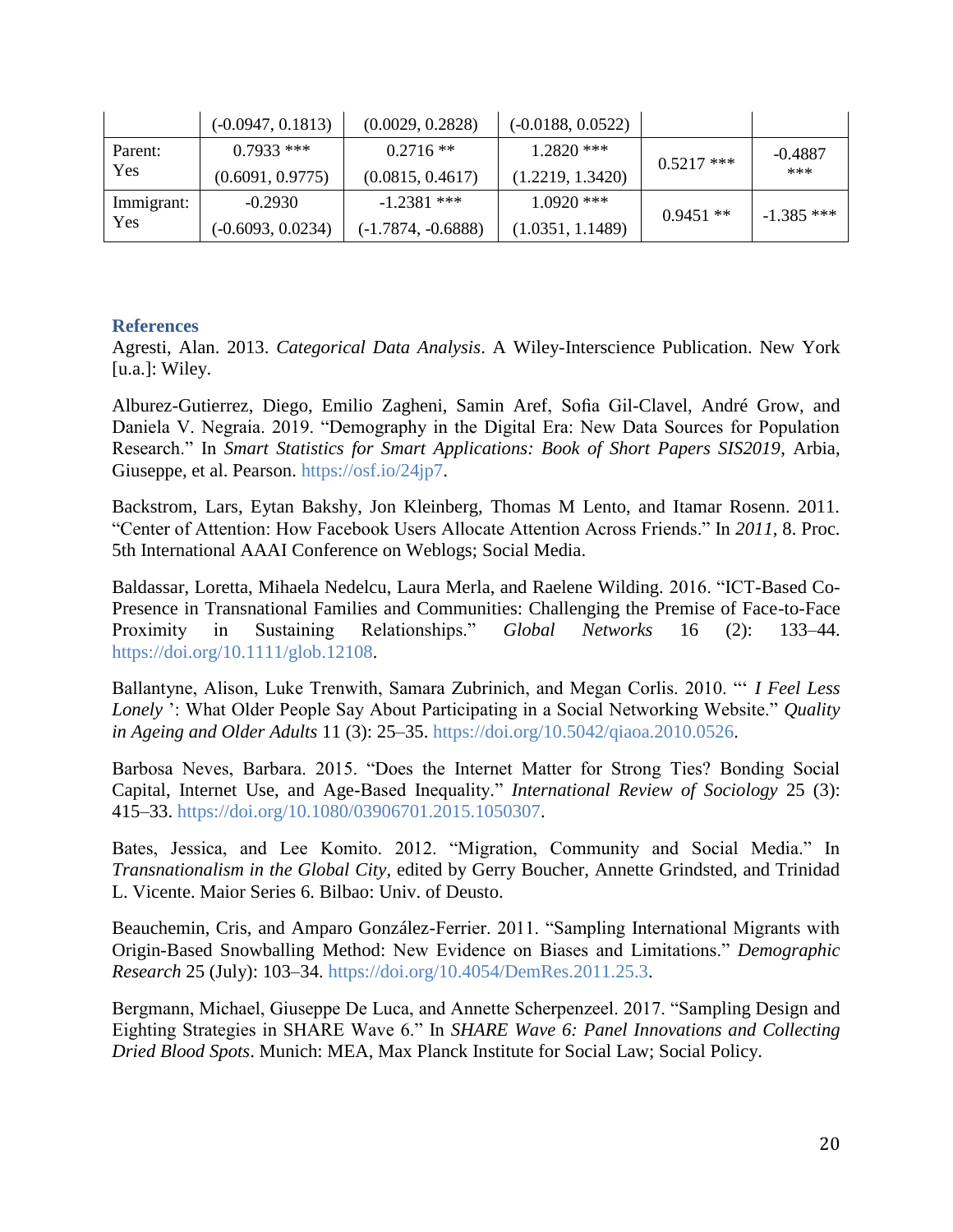| | | | | | |
|---|---|---|---|---|---|
| | (-0.0947, 0.1813) | (0.0029, 0.2828) | (-0.0188, 0.0522) | | |
| Parent: Yes | 0.7933 *** (0.6091, 0.9775) | 0.2716 ** (0.0815, 0.4617) | 1.2820 *** (1.2219, 1.3420) | 0.5217 *** | -0.4887 *** |
| Immigrant: Yes | -0.2930 (-0.6093, 0.0234) | -1.2381 *** (-1.7874, -0.6888) | 1.0920 *** (1.0351, 1.1489) | 0.9451 ** | -1.385 *** |

## References

Agresti, Alan. 2013. *Categorical Data Analysis*. A Wiley-Interscience Publication. New York [u.a.]: Wiley.

Alburez-Gutierrez, Diego, Emilio Zagheni, Samin Aref, Sofia Gil-Clavel, André Grow, and Daniela V. Negraia. 2019. "Demography in the Digital Era: New Data Sources for Population Research." In *Smart Statistics for Smart Applications: Book of Short Papers SIS2019*, Arbia, Giuseppe, et al. Pearson. https://osf.io/24jp7.

Backstrom, Lars, Eytan Bakshy, Jon Kleinberg, Thomas M Lento, and Itamar Rosenn. 2011. "Center of Attention: How Facebook Users Allocate Attention Across Friends." In *2011*, 8. Proc. 5th International AAAI Conference on Weblogs; Social Media.

Baldassar, Loretta, Mihaela Nedelcu, Laura Merla, and Raelene Wilding. 2016. "ICT-Based Co-Presence in Transnational Families and Communities: Challenging the Premise of Face-to-Face Proximity in Sustaining Relationships." *Global Networks* 16 (2): 133–44. https://doi.org/10.1111/glob.12108.

Ballantyne, Alison, Luke Trenwith, Samara Zubrinich, and Megan Corlis. 2010. "' *I Feel Less Lonely* ': What Older People Say About Participating in a Social Networking Website." *Quality in Ageing and Older Adults* 11 (3): 25–35. https://doi.org/10.5042/qiaoa.2010.0526.

Barbosa Neves, Barbara. 2015. "Does the Internet Matter for Strong Ties? Bonding Social Capital, Internet Use, and Age-Based Inequality." *International Review of Sociology* 25 (3): 415–33. https://doi.org/10.1080/03906701.2015.1050307.

Bates, Jessica, and Lee Komito. 2012. "Migration, Community and Social Media." In *Transnationalism in the Global City*, edited by Gerry Boucher, Annette Grindsted, and Trinidad L. Vicente. Maior Series 6. Bilbao: Univ. of Deusto.

Beauchemin, Cris, and Amparo González-Ferrier. 2011. "Sampling International Migrants with Origin-Based Snowballing Method: New Evidence on Biases and Limitations." *Demographic Research* 25 (July): 103–34. https://doi.org/10.4054/DemRes.2011.25.3.

Bergmann, Michael, Giuseppe De Luca, and Annette Scherpenzeel. 2017. "Sampling Design and Eighting Strategies in SHARE Wave 6." In *SHARE Wave 6: Panel Innovations and Collecting Dried Blood Spots*. Munich: MEA, Max Planck Institute for Social Law; Social Policy.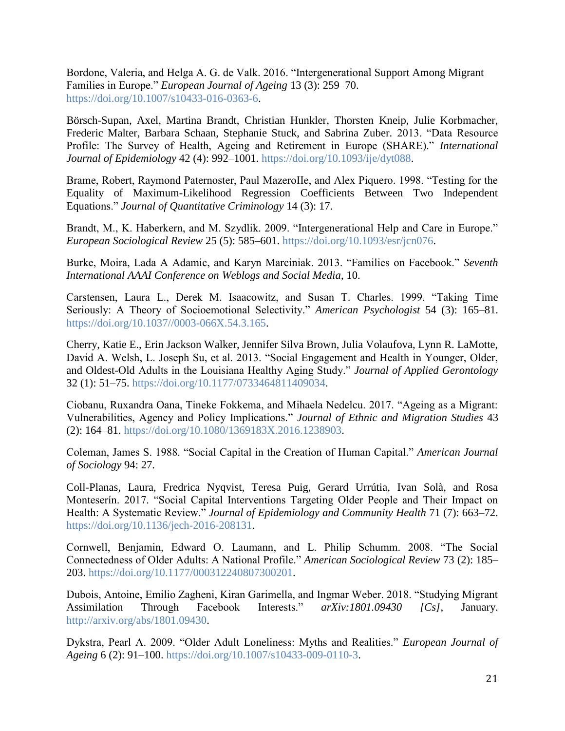Bordone, Valeria, and Helga A. G. de Valk. 2016. "Intergenerational Support Among Migrant Families in Europe." *European Journal of Ageing* 13 (3): 259–70. https://doi.org/10.1007/s10433-016-0363-6.

Börsch-Supan, Axel, Martina Brandt, Christian Hunkler, Thorsten Kneip, Julie Korbmacher, Frederic Malter, Barbara Schaan, Stephanie Stuck, and Sabrina Zuber. 2013. "Data Resource Profile: The Survey of Health, Ageing and Retirement in Europe (SHARE)." *International Journal of Epidemiology* 42 (4): 992–1001. https://doi.org/10.1093/ije/dyt088.

Brame, Robert, Raymond Paternoster, Paul MazeroIle, and Alex Piquero. 1998. "Testing for the Equality of Maximum-Likelihood Regression Coefficients Between Two Independent Equations." *Journal of Quantitative Criminology* 14 (3): 17.

Brandt, M., K. Haberkern, and M. Szydlik. 2009. "Intergenerational Help and Care in Europe." *European Sociological Review* 25 (5): 585–601. https://doi.org/10.1093/esr/jcn076.

Burke, Moira, Lada A Adamic, and Karyn Marciniak. 2013. "Families on Facebook." *Seventh International AAAI Conference on Weblogs and Social Media*, 10.

Carstensen, Laura L., Derek M. Isaacowitz, and Susan T. Charles. 1999. "Taking Time Seriously: A Theory of Socioemotional Selectivity." *American Psychologist* 54 (3): 165–81. https://doi.org/10.1037//0003-066X.54.3.165.

Cherry, Katie E., Erin Jackson Walker, Jennifer Silva Brown, Julia Volaufova, Lynn R. LaMotte, David A. Welsh, L. Joseph Su, et al. 2013. "Social Engagement and Health in Younger, Older, and Oldest-Old Adults in the Louisiana Healthy Aging Study." *Journal of Applied Gerontology* 32 (1): 51–75. https://doi.org/10.1177/0733464811409034.

Ciobanu, Ruxandra Oana, Tineke Fokkema, and Mihaela Nedelcu. 2017. "Ageing as a Migrant: Vulnerabilities, Agency and Policy Implications." *Journal of Ethnic and Migration Studies* 43 (2): 164–81. https://doi.org/10.1080/1369183X.2016.1238903.

Coleman, James S. 1988. "Social Capital in the Creation of Human Capital." *American Journal of Sociology* 94: 27.

Coll-Planas, Laura, Fredrica Nyqvist, Teresa Puig, Gerard Urrútia, Ivan Solà, and Rosa Monteserín. 2017. "Social Capital Interventions Targeting Older People and Their Impact on Health: A Systematic Review." *Journal of Epidemiology and Community Health* 71 (7): 663–72. https://doi.org/10.1136/jech-2016-208131.

Cornwell, Benjamin, Edward O. Laumann, and L. Philip Schumm. 2008. "The Social Connectedness of Older Adults: A National Profile." *American Sociological Review* 73 (2): 185–203. https://doi.org/10.1177/000312240807300201.

Dubois, Antoine, Emilio Zagheni, Kiran Garimella, and Ingmar Weber. 2018. "Studying Migrant Assimilation Through Facebook Interests." *arXiv:1801.09430 [Cs]*, January. http://arxiv.org/abs/1801.09430.

Dykstra, Pearl A. 2009. "Older Adult Loneliness: Myths and Realities." *European Journal of Ageing* 6 (2): 91–100. https://doi.org/10.1007/s10433-009-0110-3.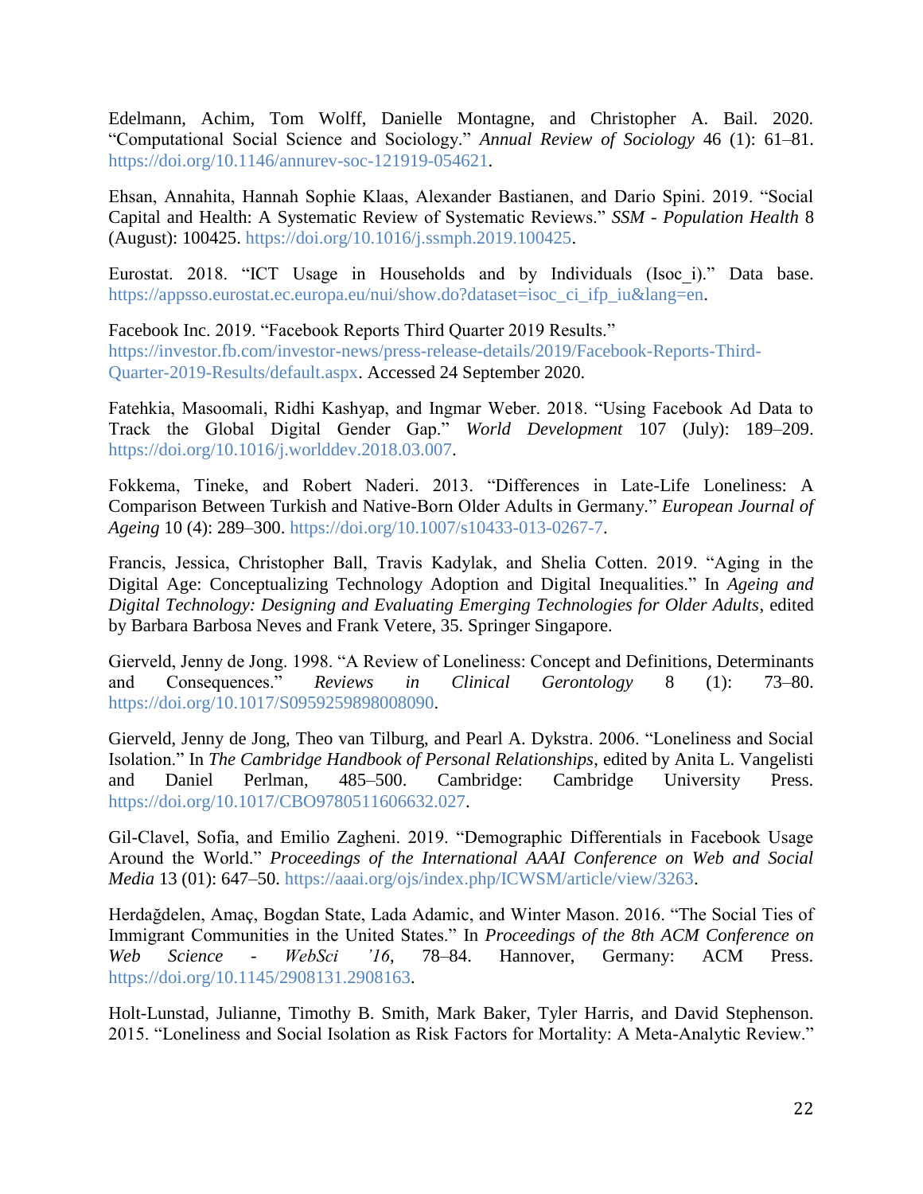Edelmann, Achim, Tom Wolff, Danielle Montagne, and Christopher A. Bail. 2020. "Computational Social Science and Sociology." *Annual Review of Sociology* 46 (1): 61–81. https://doi.org/10.1146/annurev-soc-121919-054621.

Ehsan, Annahita, Hannah Sophie Klaas, Alexander Bastianen, and Dario Spini. 2019. "Social Capital and Health: A Systematic Review of Systematic Reviews." *SSM - Population Health* 8 (August): 100425. https://doi.org/10.1016/j.ssmph.2019.100425.

Eurostat. 2018. "ICT Usage in Households and by Individuals (Isoc_i)." Data base. https://appsso.eurostat.ec.europa.eu/nui/show.do?dataset=isoc_ci_ifp_iu&lang=en.

Facebook Inc. 2019. "Facebook Reports Third Quarter 2019 Results." https://investor.fb.com/investor-news/press-release-details/2019/Facebook-Reports-Third-Quarter-2019-Results/default.aspx. Accessed 24 September 2020.

Fatehkia, Masoomali, Ridhi Kashyap, and Ingmar Weber. 2018. "Using Facebook Ad Data to Track the Global Digital Gender Gap." *World Development* 107 (July): 189–209. https://doi.org/10.1016/j.worlddev.2018.03.007.

Fokkema, Tineke, and Robert Naderi. 2013. "Differences in Late-Life Loneliness: A Comparison Between Turkish and Native-Born Older Adults in Germany." *European Journal of Ageing* 10 (4): 289–300. https://doi.org/10.1007/s10433-013-0267-7.

Francis, Jessica, Christopher Ball, Travis Kadylak, and Shelia Cotten. 2019. "Aging in the Digital Age: Conceptualizing Technology Adoption and Digital Inequalities." In *Ageing and Digital Technology: Designing and Evaluating Emerging Technologies for Older Adults*, edited by Barbara Barbosa Neves and Frank Vetere, 35. Springer Singapore.

Gierveld, Jenny de Jong. 1998. "A Review of Loneliness: Concept and Definitions, Determinants and Consequences." *Reviews in Clinical Gerontology* 8 (1): 73–80. https://doi.org/10.1017/S0959259898008090.

Gierveld, Jenny de Jong, Theo van Tilburg, and Pearl A. Dykstra. 2006. "Loneliness and Social Isolation." In *The Cambridge Handbook of Personal Relationships*, edited by Anita L. Vangelisti and Daniel Perlman, 485–500. Cambridge: Cambridge University Press. https://doi.org/10.1017/CBO9780511606632.027.

Gil-Clavel, Sofia, and Emilio Zagheni. 2019. "Demographic Differentials in Facebook Usage Around the World." *Proceedings of the International AAAI Conference on Web and Social Media* 13 (01): 647–50. https://aaai.org/ojs/index.php/ICWSM/article/view/3263.

Herdağdelen, Amaç, Bogdan State, Lada Adamic, and Winter Mason. 2016. "The Social Ties of Immigrant Communities in the United States." In *Proceedings of the 8th ACM Conference on Web Science - WebSci '16*, 78–84. Hannover, Germany: ACM Press. https://doi.org/10.1145/2908131.2908163.

Holt-Lunstad, Julianne, Timothy B. Smith, Mark Baker, Tyler Harris, and David Stephenson. 2015. "Loneliness and Social Isolation as Risk Factors for Mortality: A Meta-Analytic Review."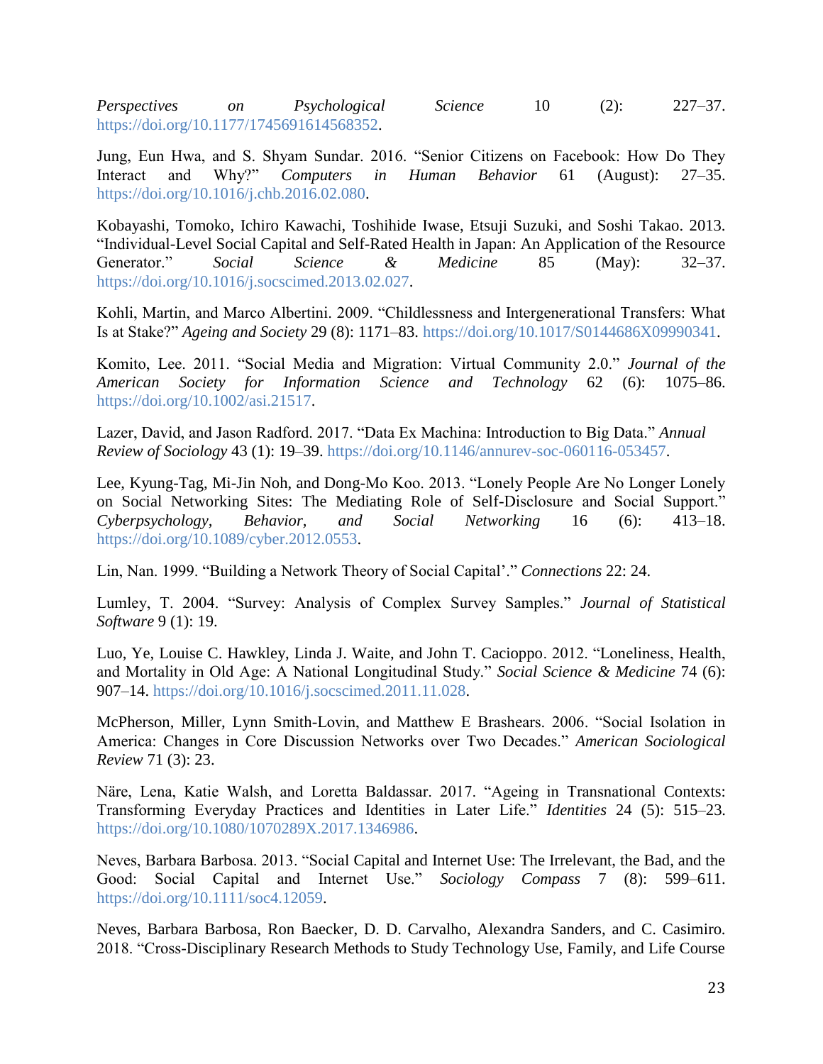*Perspectives on Psychological Science* 10 (2): 227–37. https://doi.org/10.1177/1745691614568352.

Jung, Eun Hwa, and S. Shyam Sundar. 2016. "Senior Citizens on Facebook: How Do They Interact and Why?" *Computers in Human Behavior* 61 (August): 27–35. https://doi.org/10.1016/j.chb.2016.02.080.

Kobayashi, Tomoko, Ichiro Kawachi, Toshihide Iwase, Etsuji Suzuki, and Soshi Takao. 2013. "Individual-Level Social Capital and Self-Rated Health in Japan: An Application of the Resource Generator." *Social Science & Medicine* 85 (May): 32–37. https://doi.org/10.1016/j.socscimed.2013.02.027.

Kohli, Martin, and Marco Albertini. 2009. "Childlessness and Intergenerational Transfers: What Is at Stake?" *Ageing and Society* 29 (8): 1171–83. https://doi.org/10.1017/S0144686X09990341.

Komito, Lee. 2011. "Social Media and Migration: Virtual Community 2.0." *Journal of the American Society for Information Science and Technology* 62 (6): 1075–86. https://doi.org/10.1002/asi.21517.

Lazer, David, and Jason Radford. 2017. "Data Ex Machina: Introduction to Big Data." *Annual Review of Sociology* 43 (1): 19–39. https://doi.org/10.1146/annurev-soc-060116-053457.

Lee, Kyung-Tag, Mi-Jin Noh, and Dong-Mo Koo. 2013. "Lonely People Are No Longer Lonely on Social Networking Sites: The Mediating Role of Self-Disclosure and Social Support." *Cyberpsychology, Behavior, and Social Networking* 16 (6): 413–18. https://doi.org/10.1089/cyber.2012.0553.

Lin, Nan. 1999. "Building a Network Theory of Social Capital'." *Connections* 22: 24.

Lumley, T. 2004. "Survey: Analysis of Complex Survey Samples." *Journal of Statistical Software* 9 (1): 19.

Luo, Ye, Louise C. Hawkley, Linda J. Waite, and John T. Cacioppo. 2012. "Loneliness, Health, and Mortality in Old Age: A National Longitudinal Study." *Social Science & Medicine* 74 (6): 907–14. https://doi.org/10.1016/j.socscimed.2011.11.028.

McPherson, Miller, Lynn Smith-Lovin, and Matthew E Brashears. 2006. "Social Isolation in America: Changes in Core Discussion Networks over Two Decades." *American Sociological Review* 71 (3): 23.

Näre, Lena, Katie Walsh, and Loretta Baldassar. 2017. "Ageing in Transnational Contexts: Transforming Everyday Practices and Identities in Later Life." *Identities* 24 (5): 515–23. https://doi.org/10.1080/1070289X.2017.1346986.

Neves, Barbara Barbosa. 2013. "Social Capital and Internet Use: The Irrelevant, the Bad, and the Good: Social Capital and Internet Use." *Sociology Compass* 7 (8): 599–611. https://doi.org/10.1111/soc4.12059.

Neves, Barbara Barbosa, Ron Baecker, D. D. Carvalho, Alexandra Sanders, and C. Casimiro. 2018. "Cross-Disciplinary Research Methods to Study Technology Use, Family, and Life Course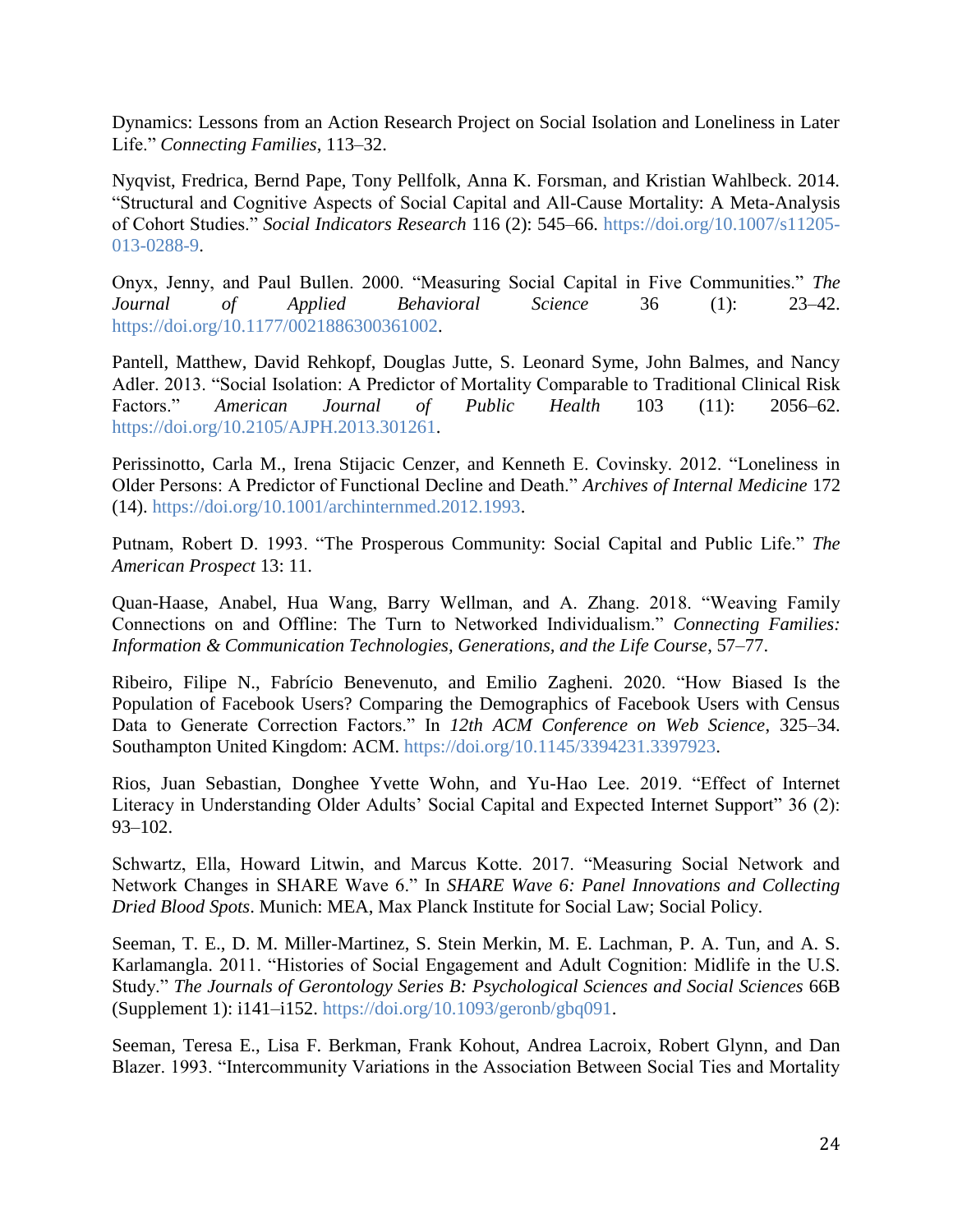Dynamics: Lessons from an Action Research Project on Social Isolation and Loneliness in Later Life." *Connecting Families*, 113–32.

Nyqvist, Fredrica, Bernd Pape, Tony Pellfolk, Anna K. Forsman, and Kristian Wahlbeck. 2014. "Structural and Cognitive Aspects of Social Capital and All-Cause Mortality: A Meta-Analysis of Cohort Studies." *Social Indicators Research* 116 (2): 545–66. https://doi.org/10.1007/s11205-013-0288-9.

Onyx, Jenny, and Paul Bullen. 2000. "Measuring Social Capital in Five Communities." *The Journal of Applied Behavioral Science* 36 (1): 23–42. https://doi.org/10.1177/0021886300361002.

Pantell, Matthew, David Rehkopf, Douglas Jutte, S. Leonard Syme, John Balmes, and Nancy Adler. 2013. "Social Isolation: A Predictor of Mortality Comparable to Traditional Clinical Risk Factors." *American Journal of Public Health* 103 (11): 2056–62. https://doi.org/10.2105/AJPH.2013.301261.

Perissinotto, Carla M., Irena Stijacic Cenzer, and Kenneth E. Covinsky. 2012. "Loneliness in Older Persons: A Predictor of Functional Decline and Death." *Archives of Internal Medicine* 172 (14). https://doi.org/10.1001/archinternmed.2012.1993.

Putnam, Robert D. 1993. "The Prosperous Community: Social Capital and Public Life." *The American Prospect* 13: 11.

Quan-Haase, Anabel, Hua Wang, Barry Wellman, and A. Zhang. 2018. "Weaving Family Connections on and Offline: The Turn to Networked Individualism." *Connecting Families: Information & Communication Technologies, Generations, and the Life Course*, 57–77.

Ribeiro, Filipe N., Fabrício Benevenuto, and Emilio Zagheni. 2020. "How Biased Is the Population of Facebook Users? Comparing the Demographics of Facebook Users with Census Data to Generate Correction Factors." In *12th ACM Conference on Web Science*, 325–34. Southampton United Kingdom: ACM. https://doi.org/10.1145/3394231.3397923.

Rios, Juan Sebastian, Donghee Yvette Wohn, and Yu-Hao Lee. 2019. "Effect of Internet Literacy in Understanding Older Adults' Social Capital and Expected Internet Support" 36 (2): 93–102.

Schwartz, Ella, Howard Litwin, and Marcus Kotte. 2017. "Measuring Social Network and Network Changes in SHARE Wave 6." In *SHARE Wave 6: Panel Innovations and Collecting Dried Blood Spots*. Munich: MEA, Max Planck Institute for Social Law; Social Policy.

Seeman, T. E., D. M. Miller-Martinez, S. Stein Merkin, M. E. Lachman, P. A. Tun, and A. S. Karlamangla. 2011. "Histories of Social Engagement and Adult Cognition: Midlife in the U.S. Study." *The Journals of Gerontology Series B: Psychological Sciences and Social Sciences* 66B (Supplement 1): i141–i152. https://doi.org/10.1093/geronb/gbq091.

Seeman, Teresa E., Lisa F. Berkman, Frank Kohout, Andrea Lacroix, Robert Glynn, and Dan Blazer. 1993. "Intercommunity Variations in the Association Between Social Ties and Mortality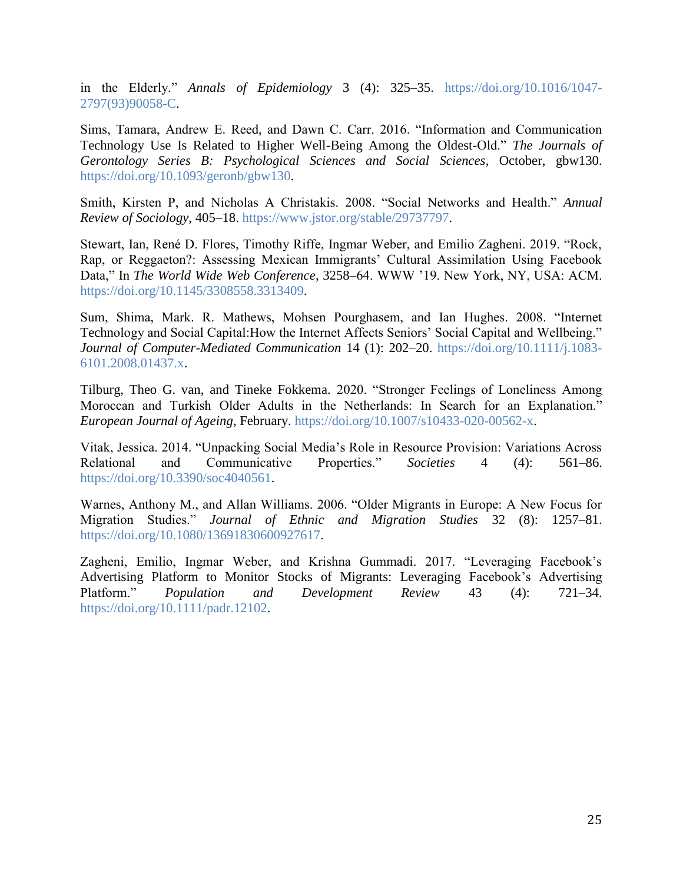in the Elderly." *Annals of Epidemiology* 3 (4): 325–35. https://doi.org/10.1016/1047-2797(93)90058-C.

Sims, Tamara, Andrew E. Reed, and Dawn C. Carr. 2016. "Information and Communication Technology Use Is Related to Higher Well-Being Among the Oldest-Old." *The Journals of Gerontology Series B: Psychological Sciences and Social Sciences*, October, gbw130. https://doi.org/10.1093/geronb/gbw130.

Smith, Kirsten P, and Nicholas A Christakis. 2008. "Social Networks and Health." *Annual Review of Sociology*, 405–18. https://www.jstor.org/stable/29737797.

Stewart, Ian, René D. Flores, Timothy Riffe, Ingmar Weber, and Emilio Zagheni. 2019. "Rock, Rap, or Reggaeton?: Assessing Mexican Immigrants' Cultural Assimilation Using Facebook Data," In *The World Wide Web Conference*, 3258–64. WWW '19. New York, NY, USA: ACM. https://doi.org/10.1145/3308558.3313409.

Sum, Shima, Mark. R. Mathews, Mohsen Pourghasem, and Ian Hughes. 2008. "Internet Technology and Social Capital:How the Internet Affects Seniors' Social Capital and Wellbeing." *Journal of Computer-Mediated Communication* 14 (1): 202–20. https://doi.org/10.1111/j.1083-6101.2008.01437.x.

Tilburg, Theo G. van, and Tineke Fokkema. 2020. "Stronger Feelings of Loneliness Among Moroccan and Turkish Older Adults in the Netherlands: In Search for an Explanation." *European Journal of Ageing*, February. https://doi.org/10.1007/s10433-020-00562-x.

Vitak, Jessica. 2014. "Unpacking Social Media's Role in Resource Provision: Variations Across Relational and Communicative Properties." *Societies* 4 (4): 561–86. https://doi.org/10.3390/soc4040561.

Warnes, Anthony M., and Allan Williams. 2006. "Older Migrants in Europe: A New Focus for Migration Studies." *Journal of Ethnic and Migration Studies* 32 (8): 1257–81. https://doi.org/10.1080/13691830600927617.

Zagheni, Emilio, Ingmar Weber, and Krishna Gummadi. 2017. "Leveraging Facebook's Advertising Platform to Monitor Stocks of Migrants: Leveraging Facebook's Advertising Platform." *Population and Development Review* 43 (4): 721–34. https://doi.org/10.1111/padr.12102.